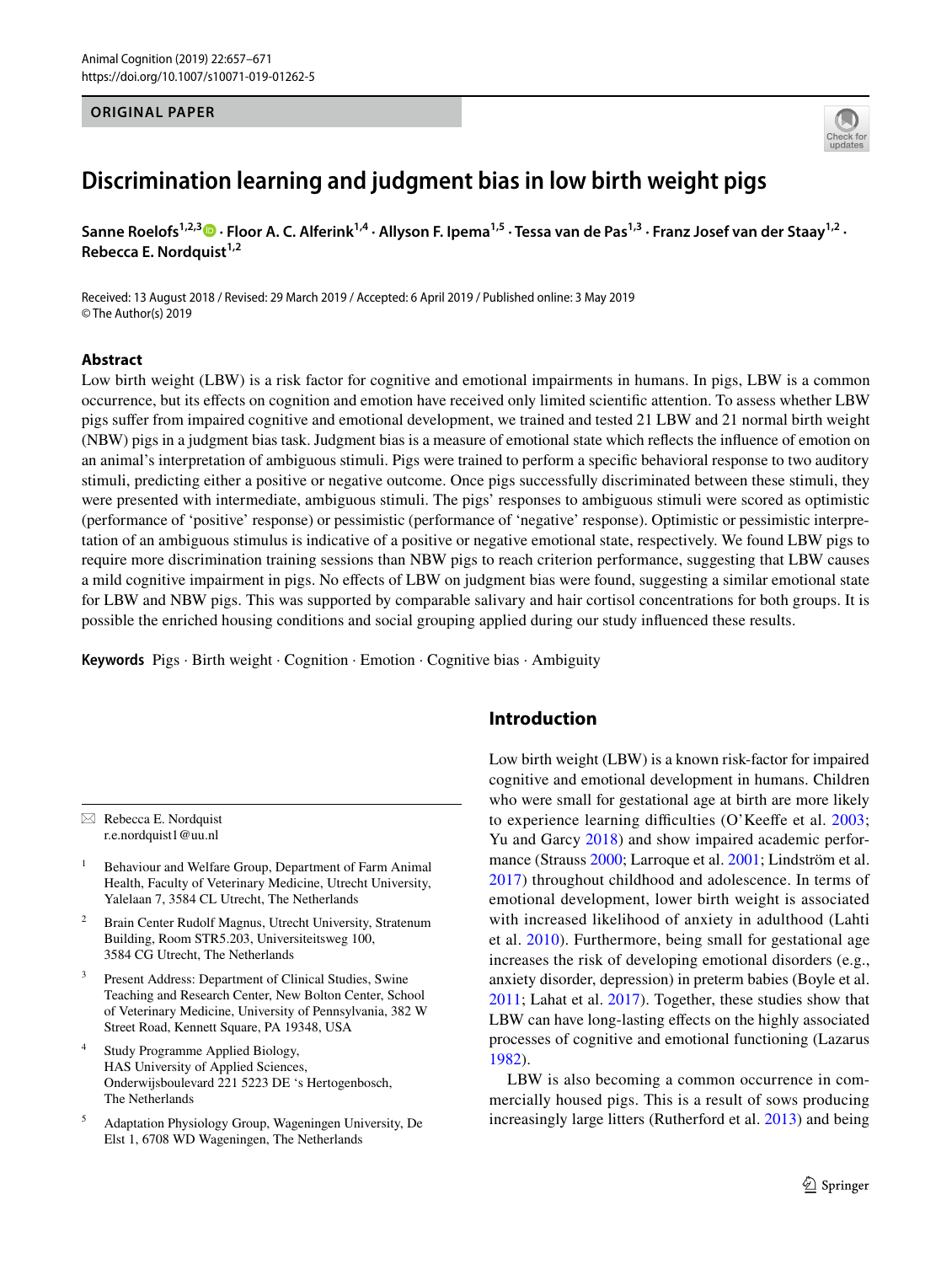ORIGINAL PAPER

# Discrimination learning and judgment bias in low birth weight pigs

**Sanne Roelofs[1,2,3] · Floor A. C. Alferink[1,4] · Allyson F. Ipema[1,5] · Tessa van de Pas[1,3] · Franz Josef van der Staay[1,2] · Rebecca E. Nordquist[1,2]**

Received: 13 August 2018 / Revised: 29 March 2019 / Accepted: 6 April 2019 / Published online: 3 May 2019
© The Author(s) 2019

## Abstract

Low birth weight (LBW) is a risk factor for cognitive and emotional impairments in humans. In pigs, LBW is a common occurrence, but its effects on cognition and emotion have received only limited scientific attention. To assess whether LBW pigs suffer from impaired cognitive and emotional development, we trained and tested 21 LBW and 21 normal birth weight (NBW) pigs in a judgment bias task. Judgment bias is a measure of emotional state which reflects the influence of emotion on an animal's interpretation of ambiguous stimuli. Pigs were trained to perform a specific behavioral response to two auditory stimuli, predicting either a positive or negative outcome. Once pigs successfully discriminated between these stimuli, they were presented with intermediate, ambiguous stimuli. The pigs' responses to ambiguous stimuli were scored as optimistic (performance of 'positive' response) or pessimistic (performance of 'negative' response). Optimistic or pessimistic interpretation of an ambiguous stimulus is indicative of a positive or negative emotional state, respectively. We found LBW pigs to require more discrimination training sessions than NBW pigs to reach criterion performance, suggesting that LBW causes a mild cognitive impairment in pigs. No effects of LBW on judgment bias were found, suggesting a similar emotional state for LBW and NBW pigs. This was supported by comparable salivary and hair cortisol concentrations for both groups. It is possible the enriched housing conditions and social grouping applied during our study influenced these results.

**Keywords** Pigs · Birth weight · Cognition · Emotion · Cognitive bias · Ambiguity

## Introduction

Low birth weight (LBW) is a known risk-factor for impaired cognitive and emotional development in humans. Children who were small for gestational age at birth are more likely to experience learning difficulties (O'Keeffe et al. 2003; Yu and Garcy 2018) and show impaired academic performance (Strauss 2000; Larroque et al. 2001; Lindström et al. 2017) throughout childhood and adolescence. In terms of emotional development, lower birth weight is associated with increased likelihood of anxiety in adulthood (Lahti et al. 2010). Furthermore, being small for gestational age increases the risk of developing emotional disorders (e.g., anxiety disorder, depression) in preterm babies (Boyle et al. 2011; Lahat et al. 2017). Together, these studies show that LBW can have long-lasting effects on the highly associated processes of cognitive and emotional functioning (Lazarus 1982).

LBW is also becoming a common occurrence in commercially housed pigs. This is a result of sows producing increasingly large litters (Rutherford et al. 2013) and being

---

✉ Rebecca E. Nordquist
r.e.nordquist1@uu.nl

[1] Behaviour and Welfare Group, Department of Farm Animal Health, Faculty of Veterinary Medicine, Utrecht University, Yalelaan 7, 3584 CL Utrecht, The Netherlands

[2] Brain Center Rudolf Magnus, Utrecht University, Stratenum Building, Room STR5.203, Universiteitsweg 100, 3584 CG Utrecht, The Netherlands

[3] Present Address: Department of Clinical Studies, Swine Teaching and Research Center, New Bolton Center, School of Veterinary Medicine, University of Pennsylvania, 382 W Street Road, Kennett Square, PA 19348, USA

[4] Study Programme Applied Biology, HAS University of Applied Sciences, Onderwijsboulevard 221 5223 DE 's Hertogenbosch, The Netherlands

[5] Adaptation Physiology Group, Wageningen University, De Elst 1, 6708 WD Wageningen, The Netherlands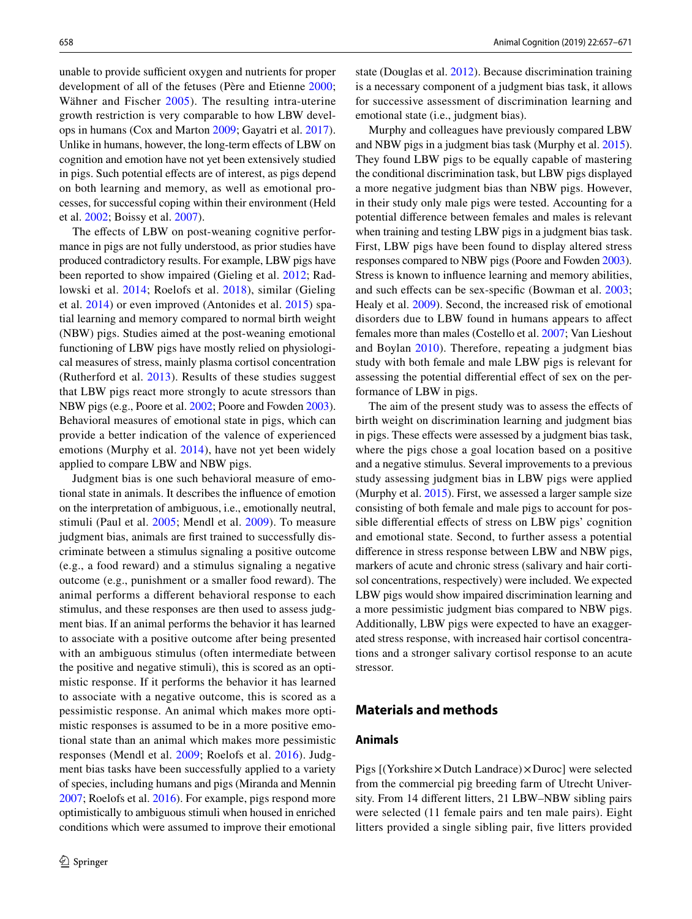unable to provide sufficient oxygen and nutrients for proper development of all of the fetuses (Père and Etienne 2000; Wähner and Fischer 2005). The resulting intra-uterine growth restriction is very comparable to how LBW develops in humans (Cox and Marton 2009; Gayatri et al. 2017). Unlike in humans, however, the long-term effects of LBW on cognition and emotion have not yet been extensively studied in pigs. Such potential effects are of interest, as pigs depend on both learning and memory, as well as emotional processes, for successful coping within their environment (Held et al. 2002; Boissy et al. 2007).

The effects of LBW on post-weaning cognitive performance in pigs are not fully understood, as prior studies have produced contradictory results. For example, LBW pigs have been reported to show impaired (Gieling et al. 2012; Radlowski et al. 2014; Roelofs et al. 2018), similar (Gieling et al. 2014) or even improved (Antonides et al. 2015) spatial learning and memory compared to normal birth weight (NBW) pigs. Studies aimed at the post-weaning emotional functioning of LBW pigs have mostly relied on physiological measures of stress, mainly plasma cortisol concentration (Rutherford et al. 2013). Results of these studies suggest that LBW pigs react more strongly to acute stressors than NBW pigs (e.g., Poore et al. 2002; Poore and Fowden 2003). Behavioral measures of emotional state in pigs, which can provide a better indication of the valence of experienced emotions (Murphy et al. 2014), have not yet been widely applied to compare LBW and NBW pigs.

Judgment bias is one such behavioral measure of emotional state in animals. It describes the influence of emotion on the interpretation of ambiguous, i.e., emotionally neutral, stimuli (Paul et al. 2005; Mendl et al. 2009). To measure judgment bias, animals are first trained to successfully discriminate between a stimulus signaling a positive outcome (e.g., a food reward) and a stimulus signaling a negative outcome (e.g., punishment or a smaller food reward). The animal performs a different behavioral response to each stimulus, and these responses are then used to assess judgment bias. If an animal performs the behavior it has learned to associate with a positive outcome after being presented with an ambiguous stimulus (often intermediate between the positive and negative stimuli), this is scored as an optimistic response. If it performs the behavior it has learned to associate with a negative outcome, this is scored as a pessimistic response. An animal which makes more optimistic responses is assumed to be in a more positive emotional state than an animal which makes more pessimistic responses (Mendl et al. 2009; Roelofs et al. 2016). Judgment bias tasks have been successfully applied to a variety of species, including humans and pigs (Miranda and Mennin 2007; Roelofs et al. 2016). For example, pigs respond more optimistically to ambiguous stimuli when housed in enriched conditions which were assumed to improve their emotional state (Douglas et al. 2012). Because discrimination training is a necessary component of a judgment bias task, it allows for successive assessment of discrimination learning and emotional state (i.e., judgment bias).

Murphy and colleagues have previously compared LBW and NBW pigs in a judgment bias task (Murphy et al. 2015). They found LBW pigs to be equally capable of mastering the conditional discrimination task, but LBW pigs displayed a more negative judgment bias than NBW pigs. However, in their study only male pigs were tested. Accounting for a potential difference between females and males is relevant when training and testing LBW pigs in a judgment bias task. First, LBW pigs have been found to display altered stress responses compared to NBW pigs (Poore and Fowden 2003). Stress is known to influence learning and memory abilities, and such effects can be sex-specific (Bowman et al. 2003; Healy et al. 2009). Second, the increased risk of emotional disorders due to LBW found in humans appears to affect females more than males (Costello et al. 2007; Van Lieshout and Boylan 2010). Therefore, repeating a judgment bias study with both female and male LBW pigs is relevant for assessing the potential differential effect of sex on the performance of LBW in pigs.

The aim of the present study was to assess the effects of birth weight on discrimination learning and judgment bias in pigs. These effects were assessed by a judgment bias task, where the pigs chose a goal location based on a positive and a negative stimulus. Several improvements to a previous study assessing judgment bias in LBW pigs were applied (Murphy et al. 2015). First, we assessed a larger sample size consisting of both female and male pigs to account for possible differential effects of stress on LBW pigs' cognition and emotional state. Second, to further assess a potential difference in stress response between LBW and NBW pigs, markers of acute and chronic stress (salivary and hair cortisol concentrations, respectively) were included. We expected LBW pigs would show impaired discrimination learning and a more pessimistic judgment bias compared to NBW pigs. Additionally, LBW pigs were expected to have an exaggerated stress response, with increased hair cortisol concentrations and a stronger salivary cortisol response to an acute stressor.

## Materials and methods

### Animals

Pigs [(Yorkshire × Dutch Landrace) × Duroc] were selected from the commercial pig breeding farm of Utrecht University. From 14 different litters, 21 LBW–NBW sibling pairs were selected (11 female pairs and ten male pairs). Eight litters provided a single sibling pair, five litters provided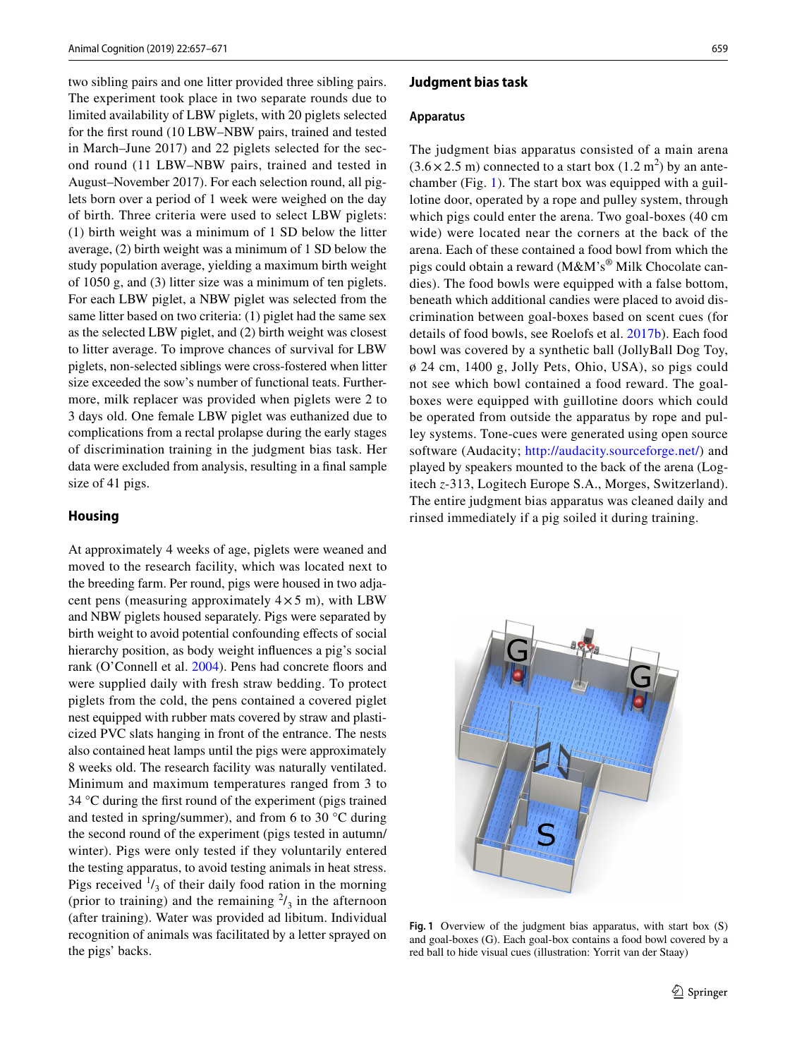two sibling pairs and one litter provided three sibling pairs. The experiment took place in two separate rounds due to limited availability of LBW piglets, with 20 piglets selected for the first round (10 LBW–NBW pairs, trained and tested in March–June 2017) and 22 piglets selected for the second round (11 LBW–NBW pairs, trained and tested in August–November 2017). For each selection round, all piglets born over a period of 1 week were weighed on the day of birth. Three criteria were used to select LBW piglets: (1) birth weight was a minimum of 1 SD below the litter average, (2) birth weight was a minimum of 1 SD below the study population average, yielding a maximum birth weight of 1050 g, and (3) litter size was a minimum of ten piglets. For each LBW piglet, a NBW piglet was selected from the same litter based on two criteria: (1) piglet had the same sex as the selected LBW piglet, and (2) birth weight was closest to litter average. To improve chances of survival for LBW piglets, non-selected siblings were cross-fostered when litter size exceeded the sow's number of functional teats. Furthermore, milk replacer was provided when piglets were 2 to 3 days old. One female LBW piglet was euthanized due to complications from a rectal prolapse during the early stages of discrimination training in the judgment bias task. Her data were excluded from analysis, resulting in a final sample size of 41 pigs.

## Housing

At approximately 4 weeks of age, piglets were weaned and moved to the research facility, which was located next to the breeding farm. Per round, pigs were housed in two adjacent pens (measuring approximately 4 × 5 m), with LBW and NBW piglets housed separately. Pigs were separated by birth weight to avoid potential confounding effects of social hierarchy position, as body weight influences a pig's social rank (O'Connell et al. 2004). Pens had concrete floors and were supplied daily with fresh straw bedding. To protect piglets from the cold, the pens contained a covered piglet nest equipped with rubber mats covered by straw and plasticized PVC slats hanging in front of the entrance. The nests also contained heat lamps until the pigs were approximately 8 weeks old. The research facility was naturally ventilated. Minimum and maximum temperatures ranged from 3 to 34 °C during the first round of the experiment (pigs trained and tested in spring/summer), and from 6 to 30 °C during the second round of the experiment (pigs tested in autumn/winter). Pigs were only tested if they voluntarily entered the testing apparatus, to avoid testing animals in heat stress. Pigs received $^{1}/_{3}$ of their daily food ration in the morning (prior to training) and the remaining $^{2}/_{3}$ in the afternoon (after training). Water was provided ad libitum. Individual recognition of animals was facilitated by a letter sprayed on the pigs' backs.

## Judgment bias task

### Apparatus

The judgment bias apparatus consisted of a main arena (3.6 × 2.5 m) connected to a start box (1.2 m$^2$) by an antechamber (Fig. 1). The start box was equipped with a guillotine door, operated by a rope and pulley system, through which pigs could enter the arena. Two goal-boxes (40 cm wide) were located near the corners at the back of the arena. Each of these contained a food bowl from which the pigs could obtain a reward (M&M's® Milk Chocolate candies). The food bowls were equipped with a false bottom, beneath which additional candies were placed to avoid discrimination between goal-boxes based on scent cues (for details of food bowls, see Roelofs et al. 2017b). Each food bowl was covered by a synthetic ball (JollyBall Dog Toy, ø 24 cm, 1400 g, Jolly Pets, Ohio, USA), so pigs could not see which bowl contained a food reward. The goal-boxes were equipped with guillotine doors which could be operated from outside the apparatus by rope and pulley systems. Tone-cues were generated using open source software (Audacity; http://audacity.sourceforge.net/) and played by speakers mounted to the back of the arena (Logitech *z*-313, Logitech Europe S.A., Morges, Switzerland). The entire judgment bias apparatus was cleaned daily and rinsed immediately if a pig soiled it during training.

**Fig. 1** Overview of the judgment bias apparatus, with start box (S) and goal-boxes (G). Each goal-box contains a food bowl covered by a red ball to hide visual cues (illustration: Yorrit van der Staay)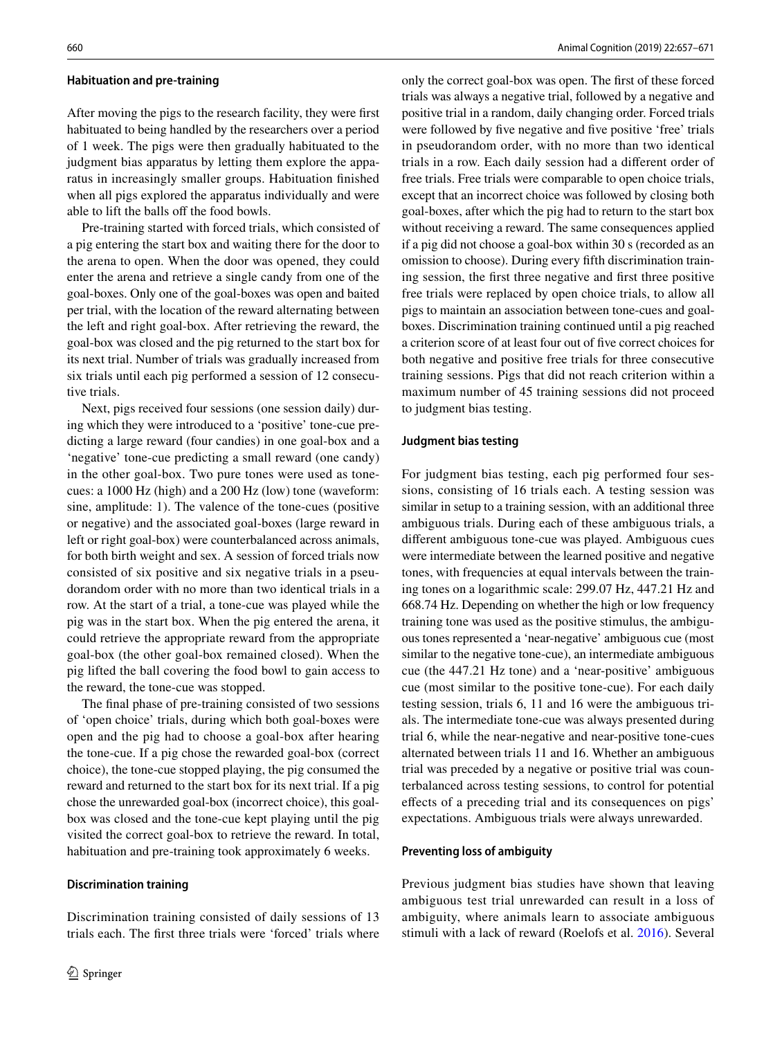#### Habituation and pre-training

After moving the pigs to the research facility, they were first habituated to being handled by the researchers over a period of 1 week. The pigs were then gradually habituated to the judgment bias apparatus by letting them explore the apparatus in increasingly smaller groups. Habituation finished when all pigs explored the apparatus individually and were able to lift the balls off the food bowls.

Pre-training started with forced trials, which consisted of a pig entering the start box and waiting there for the door to the arena to open. When the door was opened, they could enter the arena and retrieve a single candy from one of the goal-boxes. Only one of the goal-boxes was open and baited per trial, with the location of the reward alternating between the left and right goal-box. After retrieving the reward, the goal-box was closed and the pig returned to the start box for its next trial. Number of trials was gradually increased from six trials until each pig performed a session of 12 consecutive trials.

Next, pigs received four sessions (one session daily) during which they were introduced to a 'positive' tone-cue predicting a large reward (four candies) in one goal-box and a 'negative' tone-cue predicting a small reward (one candy) in the other goal-box. Two pure tones were used as tone-cues: a 1000 Hz (high) and a 200 Hz (low) tone (waveform: sine, amplitude: 1). The valence of the tone-cues (positive or negative) and the associated goal-boxes (large reward in left or right goal-box) were counterbalanced across animals, for both birth weight and sex. A session of forced trials now consisted of six positive and six negative trials in a pseudorandom order with no more than two identical trials in a row. At the start of a trial, a tone-cue was played while the pig was in the start box. When the pig entered the arena, it could retrieve the appropriate reward from the appropriate goal-box (the other goal-box remained closed). When the pig lifted the ball covering the food bowl to gain access to the reward, the tone-cue was stopped.

The final phase of pre-training consisted of two sessions of 'open choice' trials, during which both goal-boxes were open and the pig had to choose a goal-box after hearing the tone-cue. If a pig chose the rewarded goal-box (correct choice), the tone-cue stopped playing, the pig consumed the reward and returned to the start box for its next trial. If a pig chose the unrewarded goal-box (incorrect choice), this goal-box was closed and the tone-cue kept playing until the pig visited the correct goal-box to retrieve the reward. In total, habituation and pre-training took approximately 6 weeks.

#### Discrimination training

Discrimination training consisted of daily sessions of 13 trials each. The first three trials were 'forced' trials where only the correct goal-box was open. The first of these forced trials was always a negative trial, followed by a negative and positive trial in a random, daily changing order. Forced trials were followed by five negative and five positive 'free' trials in pseudorandom order, with no more than two identical trials in a row. Each daily session had a different order of free trials. Free trials were comparable to open choice trials, except that an incorrect choice was followed by closing both goal-boxes, after which the pig had to return to the start box without receiving a reward. The same consequences applied if a pig did not choose a goal-box within 30 s (recorded as an omission to choose). During every fifth discrimination training session, the first three negative and first three positive free trials were replaced by open choice trials, to allow all pigs to maintain an association between tone-cues and goal-boxes. Discrimination training continued until a pig reached a criterion score of at least four out of five correct choices for both negative and positive free trials for three consecutive training sessions. Pigs that did not reach criterion within a maximum number of 45 training sessions did not proceed to judgment bias testing.

#### Judgment bias testing

For judgment bias testing, each pig performed four sessions, consisting of 16 trials each. A testing session was similar in setup to a training session, with an additional three ambiguous trials. During each of these ambiguous trials, a different ambiguous tone-cue was played. Ambiguous cues were intermediate between the learned positive and negative tones, with frequencies at equal intervals between the training tones on a logarithmic scale: 299.07 Hz, 447.21 Hz and 668.74 Hz. Depending on whether the high or low frequency training tone was used as the positive stimulus, the ambiguous tones represented a 'near-negative' ambiguous cue (most similar to the negative tone-cue), an intermediate ambiguous cue (the 447.21 Hz tone) and a 'near-positive' ambiguous cue (most similar to the positive tone-cue). For each daily testing session, trials 6, 11 and 16 were the ambiguous trials. The intermediate tone-cue was always presented during trial 6, while the near-negative and near-positive tone-cues alternated between trials 11 and 16. Whether an ambiguous trial was preceded by a negative or positive trial was counterbalanced across testing sessions, to control for potential effects of a preceding trial and its consequences on pigs' expectations. Ambiguous trials were always unrewarded.

#### Preventing loss of ambiguity

Previous judgment bias studies have shown that leaving ambiguous test trial unrewarded can result in a loss of ambiguity, where animals learn to associate ambiguous stimuli with a lack of reward (Roelofs et al. 2016). Several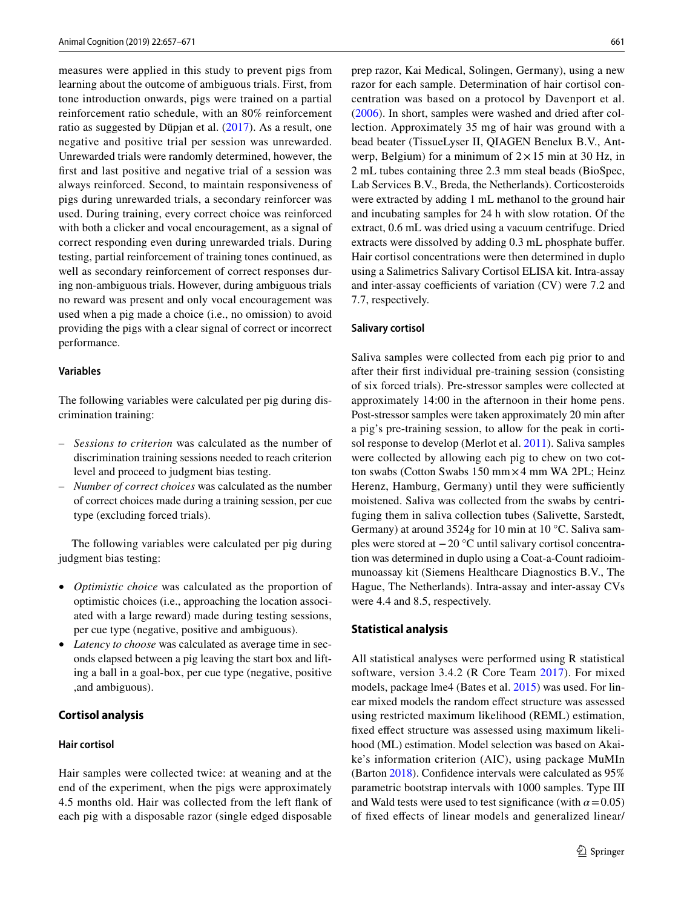measures were applied in this study to prevent pigs from learning about the outcome of ambiguous trials. First, from tone introduction onwards, pigs were trained on a partial reinforcement ratio schedule, with an 80% reinforcement ratio as suggested by Düpjan et al. (2017). As a result, one negative and positive trial per session was unrewarded. Unrewarded trials were randomly determined, however, the first and last positive and negative trial of a session was always reinforced. Second, to maintain responsiveness of pigs during unrewarded trials, a secondary reinforcer was used. During training, every correct choice was reinforced with both a clicker and vocal encouragement, as a signal of correct responding even during unrewarded trials. During testing, partial reinforcement of training tones continued, as well as secondary reinforcement of correct responses during non-ambiguous trials. However, during ambiguous trials no reward was present and only vocal encouragement was used when a pig made a choice (i.e., no omission) to avoid providing the pigs with a clear signal of correct or incorrect performance.

### Variables

The following variables were calculated per pig during discrimination training:

- *Sessions to criterion* was calculated as the number of discrimination training sessions needed to reach criterion level and proceed to judgment bias testing.
- *Number of correct choices* was calculated as the number of correct choices made during a training session, per cue type (excluding forced trials).

The following variables were calculated per pig during judgment bias testing:

- *Optimistic choice* was calculated as the proportion of optimistic choices (i.e., approaching the location associated with a large reward) made during testing sessions, per cue type (negative, positive and ambiguous).
- *Latency to choose* was calculated as average time in seconds elapsed between a pig leaving the start box and lifting a ball in a goal-box, per cue type (negative, positive ,and ambiguous).

## Cortisol analysis

### Hair cortisol

Hair samples were collected twice: at weaning and at the end of the experiment, when the pigs were approximately 4.5 months old. Hair was collected from the left flank of each pig with a disposable razor (single edged disposable prep razor, Kai Medical, Solingen, Germany), using a new razor for each sample. Determination of hair cortisol concentration was based on a protocol by Davenport et al. (2006). In short, samples were washed and dried after collection. Approximately 35 mg of hair was ground with a bead beater (TissueLyser II, QIAGEN Benelux B.V., Antwerp, Belgium) for a minimum of 2 × 15 min at 30 Hz, in 2 mL tubes containing three 2.3 mm steal beads (BioSpec, Lab Services B.V., Breda, the Netherlands). Corticosteroids were extracted by adding 1 mL methanol to the ground hair and incubating samples for 24 h with slow rotation. Of the extract, 0.6 mL was dried using a vacuum centrifuge. Dried extracts were dissolved by adding 0.3 mL phosphate buffer. Hair cortisol concentrations were then determined in duplo using a Salimetrics Salivary Cortisol ELISA kit. Intra-assay and inter-assay coefficients of variation (CV) were 7.2 and 7.7, respectively.

### Salivary cortisol

Saliva samples were collected from each pig prior to and after their first individual pre-training session (consisting of six forced trials). Pre-stressor samples were collected at approximately 14:00 in the afternoon in their home pens. Post-stressor samples were taken approximately 20 min after a pig's pre-training session, to allow for the peak in cortisol response to develop (Merlot et al. 2011). Saliva samples were collected by allowing each pig to chew on two cotton swabs (Cotton Swabs 150 mm × 4 mm WA 2PL; Heinz Herenz, Hamburg, Germany) until they were sufficiently moistened. Saliva was collected from the swabs by centrifuging them in saliva collection tubes (Salivette, Sarstedt, Germany) at around 3524*g* for 10 min at 10 °C. Saliva samples were stored at − 20 °C until salivary cortisol concentration was determined in duplo using a Coat-a-Count radioimmunoassay kit (Siemens Healthcare Diagnostics B.V., The Hague, The Netherlands). Intra-assay and inter-assay CVs were 4.4 and 8.5, respectively.

## Statistical analysis

All statistical analyses were performed using R statistical software, version 3.4.2 (R Core Team 2017). For mixed models, package lme4 (Bates et al. 2015) was used. For linear mixed models the random effect structure was assessed using restricted maximum likelihood (REML) estimation, fixed effect structure was assessed using maximum likelihood (ML) estimation. Model selection was based on Akaike's information criterion (AIC), using package MuMIn (Barton 2018). Confidence intervals were calculated as 95% parametric bootstrap intervals with 1000 samples. Type III and Wald tests were used to test significance (with $\alpha = 0.05$) of fixed effects of linear models and generalized linear/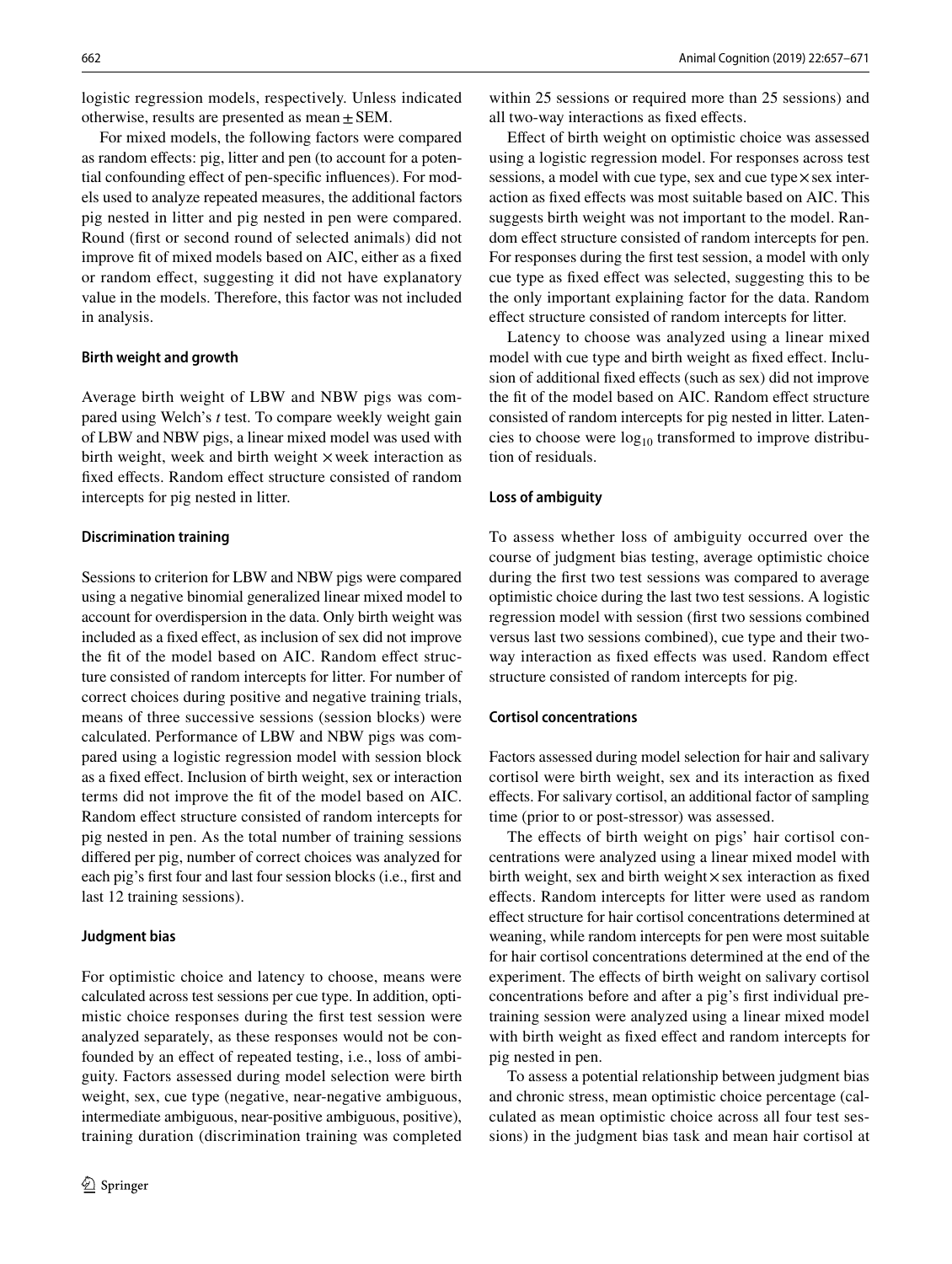logistic regression models, respectively. Unless indicated otherwise, results are presented as mean ± SEM.

For mixed models, the following factors were compared as random effects: pig, litter and pen (to account for a potential confounding effect of pen-specific influences). For models used to analyze repeated measures, the additional factors pig nested in litter and pig nested in pen were compared. Round (first or second round of selected animals) did not improve fit of mixed models based on AIC, either as a fixed or random effect, suggesting it did not have explanatory value in the models. Therefore, this factor was not included in analysis.

#### Birth weight and growth

Average birth weight of LBW and NBW pigs was compared using Welch's *t* test. To compare weekly weight gain of LBW and NBW pigs, a linear mixed model was used with birth weight, week and birth weight × week interaction as fixed effects. Random effect structure consisted of random intercepts for pig nested in litter.

#### Discrimination training

Sessions to criterion for LBW and NBW pigs were compared using a negative binomial generalized linear mixed model to account for overdispersion in the data. Only birth weight was included as a fixed effect, as inclusion of sex did not improve the fit of the model based on AIC. Random effect structure consisted of random intercepts for litter. For number of correct choices during positive and negative training trials, means of three successive sessions (session blocks) were calculated. Performance of LBW and NBW pigs was compared using a logistic regression model with session block as a fixed effect. Inclusion of birth weight, sex or interaction terms did not improve the fit of the model based on AIC. Random effect structure consisted of random intercepts for pig nested in pen. As the total number of training sessions differed per pig, number of correct choices was analyzed for each pig's first four and last four session blocks (i.e., first and last 12 training sessions).

#### Judgment bias

For optimistic choice and latency to choose, means were calculated across test sessions per cue type. In addition, optimistic choice responses during the first test session were analyzed separately, as these responses would not be confounded by an effect of repeated testing, i.e., loss of ambiguity. Factors assessed during model selection were birth weight, sex, cue type (negative, near-negative ambiguous, intermediate ambiguous, near-positive ambiguous, positive), training duration (discrimination training was completed within 25 sessions or required more than 25 sessions) and all two-way interactions as fixed effects.

Effect of birth weight on optimistic choice was assessed using a logistic regression model. For responses across test sessions, a model with cue type, sex and cue type × sex interaction as fixed effects was most suitable based on AIC. This suggests birth weight was not important to the model. Random effect structure consisted of random intercepts for pen. For responses during the first test session, a model with only cue type as fixed effect was selected, suggesting this to be the only important explaining factor for the data. Random effect structure consisted of random intercepts for litter.

Latency to choose was analyzed using a linear mixed model with cue type and birth weight as fixed effect. Inclusion of additional fixed effects (such as sex) did not improve the fit of the model based on AIC. Random effect structure consisted of random intercepts for pig nested in litter. Latencies to choose were $\log_{10}$ transformed to improve distribution of residuals.

#### Loss of ambiguity

To assess whether loss of ambiguity occurred over the course of judgment bias testing, average optimistic choice during the first two test sessions was compared to average optimistic choice during the last two test sessions. A logistic regression model with session (first two sessions combined versus last two sessions combined), cue type and their two-way interaction as fixed effects was used. Random effect structure consisted of random intercepts for pig.

#### Cortisol concentrations

Factors assessed during model selection for hair and salivary cortisol were birth weight, sex and its interaction as fixed effects. For salivary cortisol, an additional factor of sampling time (prior to or post-stressor) was assessed.

The effects of birth weight on pigs' hair cortisol concentrations were analyzed using a linear mixed model with birth weight, sex and birth weight × sex interaction as fixed effects. Random intercepts for litter were used as random effect structure for hair cortisol concentrations determined at weaning, while random intercepts for pen were most suitable for hair cortisol concentrations determined at the end of the experiment. The effects of birth weight on salivary cortisol concentrations before and after a pig's first individual pre-training session were analyzed using a linear mixed model with birth weight as fixed effect and random intercepts for pig nested in pen.

To assess a potential relationship between judgment bias and chronic stress, mean optimistic choice percentage (calculated as mean optimistic choice across all four test sessions) in the judgment bias task and mean hair cortisol at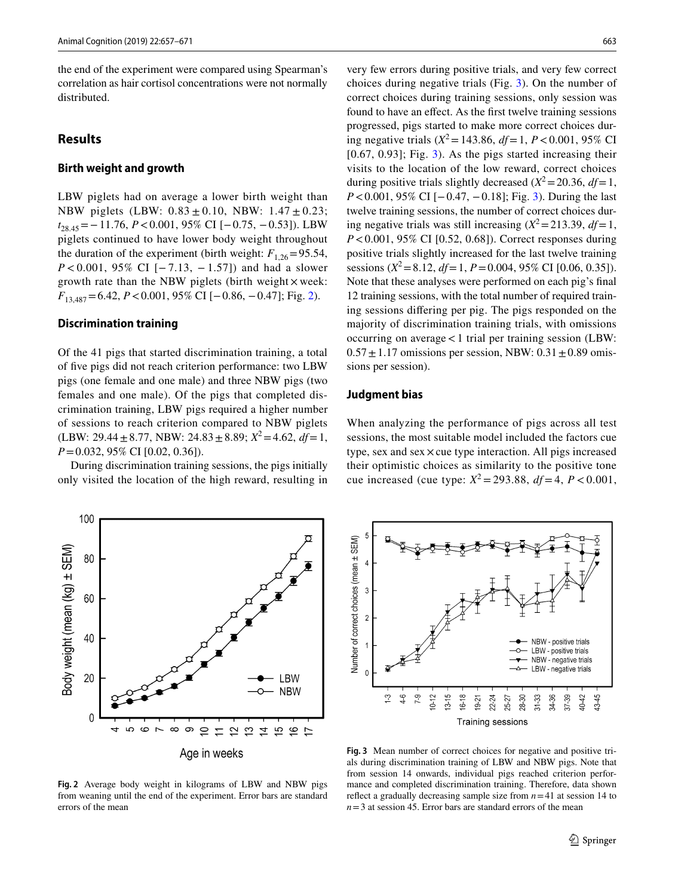the end of the experiment were compared using Spearman's correlation as hair cortisol concentrations were not normally distributed.

## Results

### Birth weight and growth

LBW piglets had on average a lower birth weight than NBW piglets (LBW: 0.83 ± 0.10, NBW: 1.47 ± 0.23; $t_{28.45} = -11.76$, $P < 0.001$, 95% CI [−0.75, −0.53]). LBW piglets continued to have lower body weight throughout the duration of the experiment (birth weight: $F_{1,26} = 95.54$, $P < 0.001$, 95% CI [−7.13, −1.57]) and had a slower growth rate than the NBW piglets (birth weight × week: $F_{13,487} = 6.42$, $P < 0.001$, 95% CI [−0.86, −0.47]; Fig. 2).

### Discrimination training

Of the 41 pigs that started discrimination training, a total of five pigs did not reach criterion performance: two LBW pigs (one female and one male) and three NBW pigs (two females and one male). Of the pigs that completed discrimination training, LBW pigs required a higher number of sessions to reach criterion compared to NBW piglets (LBW: 29.44 ± 8.77, NBW: 24.83 ± 8.89; $X^2 = 4.62$, $df = 1$, $P = 0.032$, 95% CI [0.02, 0.36]).

During discrimination training sessions, the pigs initially only visited the location of the high reward, resulting in very few errors during positive trials, and very few correct choices during negative trials (Fig. 3). On the number of correct choices during training sessions, only session was found to have an effect. As the first twelve training sessions progressed, pigs started to make more correct choices during negative trials ($X^2 = 143.86$, $df = 1$, $P < 0.001$, 95% CI [0.67, 0.93]; Fig. 3). As the pigs started increasing their visits to the location of the low reward, correct choices during positive trials slightly decreased ($X^2 = 20.36$, $df = 1$, $P < 0.001$, 95% CI [−0.47, −0.18]; Fig. 3). During the last twelve training sessions, the number of correct choices during negative trials was still increasing ($X^2 = 213.39$, $df = 1$, $P < 0.001$, 95% CI [0.52, 0.68]). Correct responses during positive trials slightly increased for the last twelve training sessions ($X^2 = 8.12$, $df = 1$, $P = 0.004$, 95% CI [0.06, 0.35]). Note that these analyses were performed on each pig's final 12 training sessions, with the total number of required training sessions differing per pig. The pigs responded on the majority of discrimination training trials, with omissions occurring on average < 1 trial per training session (LBW: 0.57 ± 1.17 omissions per session, NBW: 0.31 ± 0.89 omissions per session).

### Judgment bias

When analyzing the performance of pigs across all test sessions, the most suitable model included the factors cue type, sex and sex × cue type interaction. All pigs increased their optimistic choices as similarity to the positive tone cue increased (cue type: $X^2 = 293.88$, $df = 4$, $P < 0.001$,

**Fig. 2** Average body weight in kilograms of LBW and NBW pigs from weaning until the end of the experiment. Error bars are standard errors of the mean

**Fig. 3** Mean number of correct choices for negative and positive trials during discrimination training of LBW and NBW pigs. Note that from session 14 onwards, individual pigs reached criterion performance and completed discrimination training. Therefore, data shown reflect a gradually decreasing sample size from $n = 41$ at session 14 to $n = 3$ at session 45. Error bars are standard errors of the mean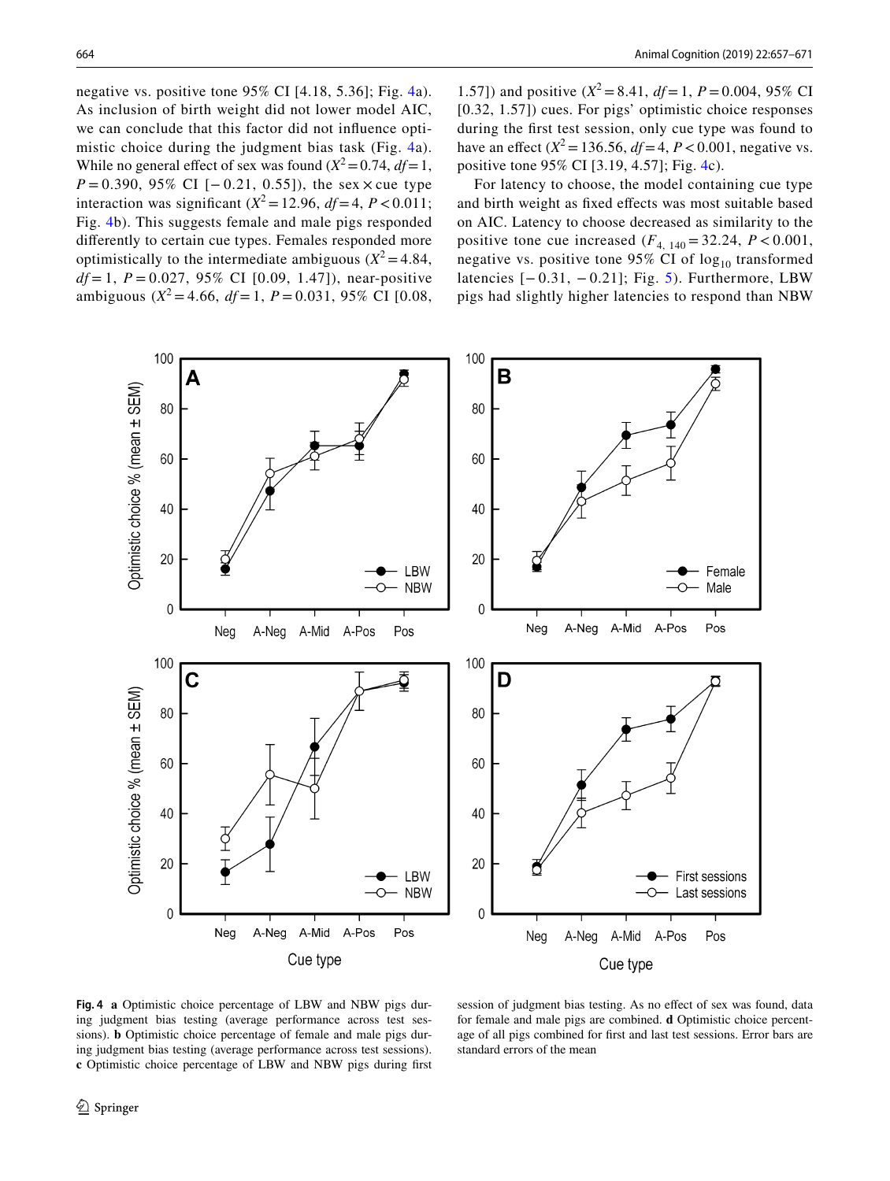negative vs. positive tone 95% CI [4.18, 5.36]; Fig. 4a). As inclusion of birth weight did not lower model AIC, we can conclude that this factor did not influence optimistic choice during the judgment bias task (Fig. 4a). While no general effect of sex was found ($X^2 = 0.74$, $df = 1$, $P = 0.390$, 95% CI [−0.21, 0.55]), the sex × cue type interaction was significant ($X^2 = 12.96$, $df = 4$, $P < 0.011$; Fig. 4b). This suggests female and male pigs responded differently to certain cue types. Females responded more optimistically to the intermediate ambiguous ($X^2 = 4.84$, $df = 1$, $P = 0.027$, 95% CI [0.09, 1.47]), near-positive ambiguous ($X^2 = 4.66$, $df = 1$, $P = 0.031$, 95% CI [0.08, 1.57]) and positive ($X^2 = 8.41$, $df = 1$, $P = 0.004$, 95% CI [0.32, 1.57]) cues. For pigs' optimistic choice responses during the first test session, only cue type was found to have an effect ($X^2 = 136.56$, $df = 4$, $P < 0.001$, negative vs. positive tone 95% CI [3.19, 4.57]; Fig. 4c).

For latency to choose, the model containing cue type and birth weight as fixed effects was most suitable based on AIC. Latency to choose decreased as similarity to the positive tone cue increased ($F_{4,\ 140} = 32.24$, $P < 0.001$, negative vs. positive tone 95% CI of $\log_{10}$ transformed latencies [−0.31, −0.21]; Fig. 5). Furthermore, LBW pigs had slightly higher latencies to respond than NBW

**Fig. 4** **a** Optimistic choice percentage of LBW and NBW pigs during judgment bias testing (average performance across test sessions). **b** Optimistic choice percentage of female and male pigs during judgment bias testing (average performance across test sessions). **c** Optimistic choice percentage of LBW and NBW pigs during first session of judgment bias testing. As no effect of sex was found, data for female and male pigs are combined. **d** Optimistic choice percentage of all pigs combined for first and last test sessions. Error bars are standard errors of the mean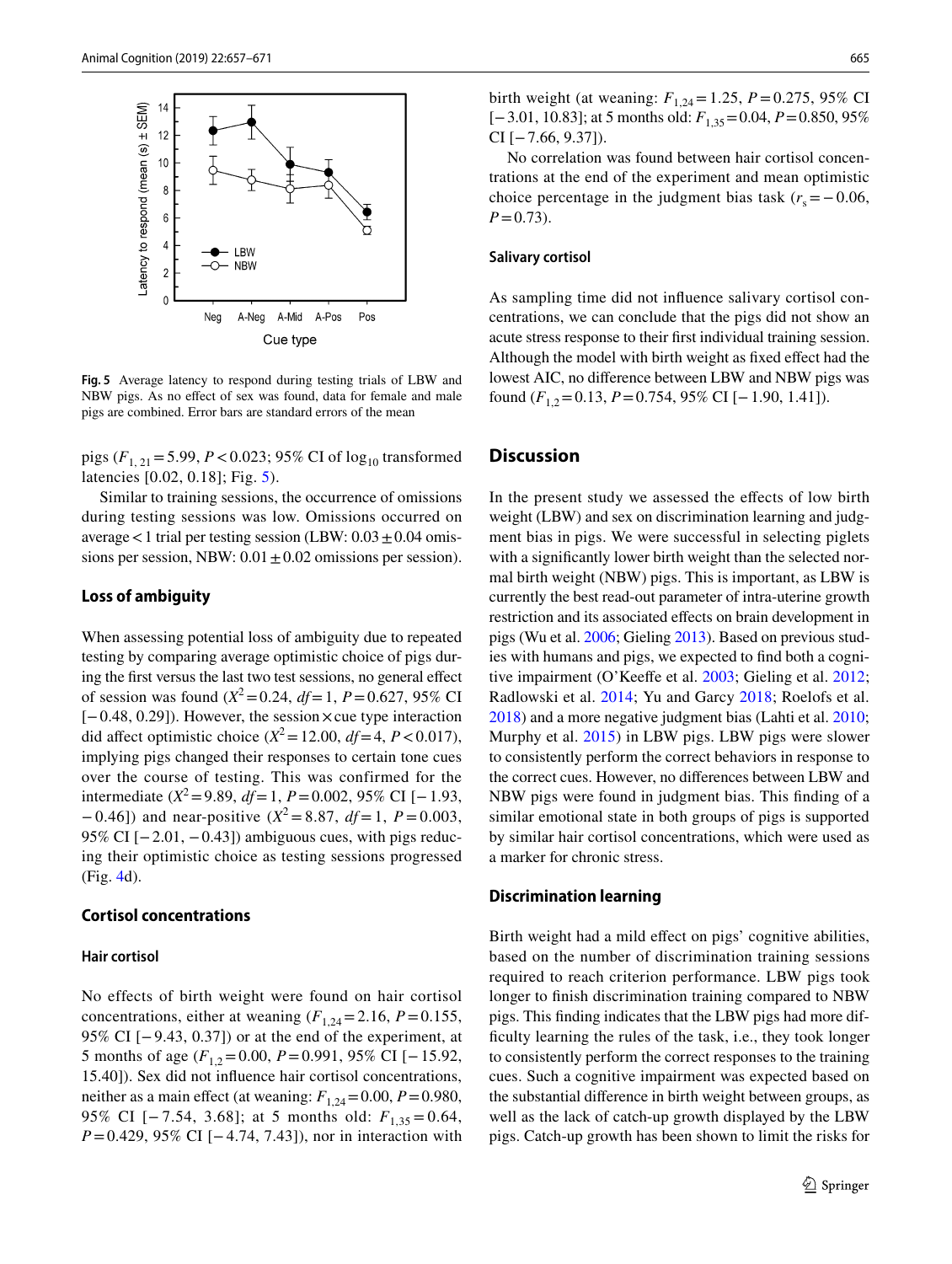Fig. 5 Average latency to respond during testing trials of LBW and NBW pigs. As no effect of sex was found, data for female and male pigs are combined. Error bars are standard errors of the mean

pigs ($F_{1, 21} = 5.99$, $P < 0.023$; 95% CI of $\log_{10}$ transformed latencies [0.02, 0.18]; Fig. 5).

Similar to training sessions, the occurrence of omissions during testing sessions was low. Omissions occurred on average < 1 trial per testing session (LBW: $0.03 \pm 0.04$ omissions per session, NBW: $0.01 \pm 0.02$ omissions per session).

### Loss of ambiguity

When assessing potential loss of ambiguity due to repeated testing by comparing average optimistic choice of pigs during the first versus the last two test sessions, no general effect of session was found ($X^2 = 0.24$, $df = 1$, $P = 0.627$, 95% CI [−0.48, 0.29]). However, the session × cue type interaction did affect optimistic choice ($X^2 = 12.00$, $df = 4$, $P < 0.017$), implying pigs changed their responses to certain tone cues over the course of testing. This was confirmed for the intermediate ($X^2 = 9.89$, $df = 1$, $P = 0.002$, 95% CI [−1.93, −0.46]) and near-positive ($X^2 = 8.87$, $df = 1$, $P = 0.003$, 95% CI [−2.01, −0.43]) ambiguous cues, with pigs reducing their optimistic choice as testing sessions progressed (Fig. 4d).

### Cortisol concentrations

#### Hair cortisol

No effects of birth weight were found on hair cortisol concentrations, either at weaning ($F_{1,24} = 2.16$, $P = 0.155$, 95% CI [−9.43, 0.37]) or at the end of the experiment, at 5 months of age ($F_{1,2} = 0.00$, $P = 0.991$, 95% CI [−15.92, 15.40]). Sex did not influence hair cortisol concentrations, neither as a main effect (at weaning: $F_{1,24} = 0.00$, $P = 0.980$, 95% CI [−7.54, 3.68]; at 5 months old: $F_{1,35} = 0.64$, $P = 0.429$, 95% CI [−4.74, 7.43]), nor in interaction with birth weight (at weaning: $F_{1,24} = 1.25$, $P = 0.275$, 95% CI [−3.01, 10.83]; at 5 months old: $F_{1,35} = 0.04$, $P = 0.850$, 95% CI [−7.66, 9.37]).

No correlation was found between hair cortisol concentrations at the end of the experiment and mean optimistic choice percentage in the judgment bias task ($r_s = -0.06$, $P = 0.73$).

#### Salivary cortisol

As sampling time did not influence salivary cortisol concentrations, we can conclude that the pigs did not show an acute stress response to their first individual training session. Although the model with birth weight as fixed effect had the lowest AIC, no difference between LBW and NBW pigs was found ($F_{1,2} = 0.13$, $P = 0.754$, 95% CI [−1.90, 1.41]).

## Discussion

In the present study we assessed the effects of low birth weight (LBW) and sex on discrimination learning and judgment bias in pigs. We were successful in selecting piglets with a significantly lower birth weight than the selected normal birth weight (NBW) pigs. This is important, as LBW is currently the best read-out parameter of intra-uterine growth restriction and its associated effects on brain development in pigs (Wu et al. 2006; Gieling 2013). Based on previous studies with humans and pigs, we expected to find both a cognitive impairment (O'Keeffe et al. 2003; Gieling et al. 2012; Radlowski et al. 2014; Yu and Garcy 2018; Roelofs et al. 2018) and a more negative judgment bias (Lahti et al. 2010; Murphy et al. 2015) in LBW pigs. LBW pigs were slower to consistently perform the correct behaviors in response to the correct cues. However, no differences between LBW and NBW pigs were found in judgment bias. This finding of a similar emotional state in both groups of pigs is supported by similar hair cortisol concentrations, which were used as a marker for chronic stress.

### Discrimination learning

Birth weight had a mild effect on pigs' cognitive abilities, based on the number of discrimination training sessions required to reach criterion performance. LBW pigs took longer to finish discrimination training compared to NBW pigs. This finding indicates that the LBW pigs had more difficulty learning the rules of the task, i.e., they took longer to consistently perform the correct responses to the training cues. Such a cognitive impairment was expected based on the substantial difference in birth weight between groups, as well as the lack of catch-up growth displayed by the LBW pigs. Catch-up growth has been shown to limit the risks for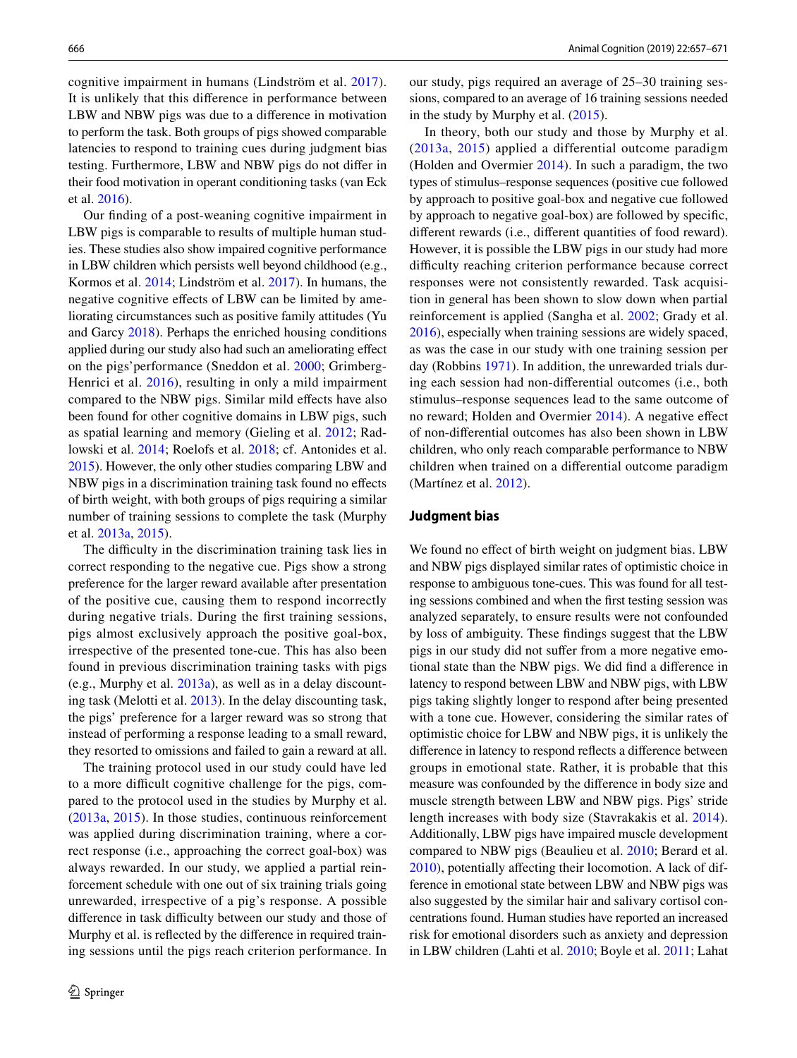cognitive impairment in humans (Lindström et al. 2017). It is unlikely that this difference in performance between LBW and NBW pigs was due to a difference in motivation to perform the task. Both groups of pigs showed comparable latencies to respond to training cues during judgment bias testing. Furthermore, LBW and NBW pigs do not differ in their food motivation in operant conditioning tasks (van Eck et al. 2016).

Our finding of a post-weaning cognitive impairment in LBW pigs is comparable to results of multiple human studies. These studies also show impaired cognitive performance in LBW children which persists well beyond childhood (e.g., Kormos et al. 2014; Lindström et al. 2017). In humans, the negative cognitive effects of LBW can be limited by ameliorating circumstances such as positive family attitudes (Yu and Garcy 2018). Perhaps the enriched housing conditions applied during our study also had such an ameliorating effect on the pigs' performance (Sneddon et al. 2000; Grimberg-Henrici et al. 2016), resulting in only a mild impairment compared to the NBW pigs. Similar mild effects have also been found for other cognitive domains in LBW pigs, such as spatial learning and memory (Gieling et al. 2012; Radlowski et al. 2014; Roelofs et al. 2018; cf. Antonides et al. 2015). However, the only other studies comparing LBW and NBW pigs in a discrimination training task found no effects of birth weight, with both groups of pigs requiring a similar number of training sessions to complete the task (Murphy et al. 2013a, 2015).

The difficulty in the discrimination training task lies in correct responding to the negative cue. Pigs show a strong preference for the larger reward available after presentation of the positive cue, causing them to respond incorrectly during negative trials. During the first training sessions, pigs almost exclusively approach the positive goal-box, irrespective of the presented tone-cue. This has also been found in previous discrimination training tasks with pigs (e.g., Murphy et al. 2013a), as well as in a delay discounting task (Melotti et al. 2013). In the delay discounting task, the pigs' preference for a larger reward was so strong that instead of performing a response leading to a small reward, they resorted to omissions and failed to gain a reward at all.

The training protocol used in our study could have led to a more difficult cognitive challenge for the pigs, compared to the protocol used in the studies by Murphy et al. (2013a, 2015). In those studies, continuous reinforcement was applied during discrimination training, where a correct response (i.e., approaching the correct goal-box) was always rewarded. In our study, we applied a partial reinforcement schedule with one out of six training trials going unrewarded, irrespective of a pig's response. A possible difference in task difficulty between our study and those of Murphy et al. is reflected by the difference in required training sessions until the pigs reach criterion performance. In our study, pigs required an average of 25–30 training sessions, compared to an average of 16 training sessions needed in the study by Murphy et al. (2015).

In theory, both our study and those by Murphy et al. (2013a, 2015) applied a differential outcome paradigm (Holden and Overmier 2014). In such a paradigm, the two types of stimulus–response sequences (positive cue followed by approach to positive goal-box and negative cue followed by approach to negative goal-box) are followed by specific, different rewards (i.e., different quantities of food reward). However, it is possible the LBW pigs in our study had more difficulty reaching criterion performance because correct responses were not consistently rewarded. Task acquisition in general has been shown to slow down when partial reinforcement is applied (Sangha et al. 2002; Grady et al. 2016), especially when training sessions are widely spaced, as was the case in our study with one training session per day (Robbins 1971). In addition, the unrewarded trials during each session had non-differential outcomes (i.e., both stimulus–response sequences lead to the same outcome of no reward; Holden and Overmier 2014). A negative effect of non-differential outcomes has also been shown in LBW children, who only reach comparable performance to NBW children when trained on a differential outcome paradigm (Martínez et al. 2012).

## Judgment bias

We found no effect of birth weight on judgment bias. LBW and NBW pigs displayed similar rates of optimistic choice in response to ambiguous tone-cues. This was found for all testing sessions combined and when the first testing session was analyzed separately, to ensure results were not confounded by loss of ambiguity. These findings suggest that the LBW pigs in our study did not suffer from a more negative emotional state than the NBW pigs. We did find a difference in latency to respond between LBW and NBW pigs, with LBW pigs taking slightly longer to respond after being presented with a tone cue. However, considering the similar rates of optimistic choice for LBW and NBW pigs, it is unlikely the difference in latency to respond reflects a difference between groups in emotional state. Rather, it is probable that this measure was confounded by the difference in body size and muscle strength between LBW and NBW pigs. Pigs' stride length increases with body size (Stavrakakis et al. 2014). Additionally, LBW pigs have impaired muscle development compared to NBW pigs (Beaulieu et al. 2010; Berard et al. 2010), potentially affecting their locomotion. A lack of difference in emotional state between LBW and NBW pigs was also suggested by the similar hair and salivary cortisol concentrations found. Human studies have reported an increased risk for emotional disorders such as anxiety and depression in LBW children (Lahti et al. 2010; Boyle et al. 2011; Lahat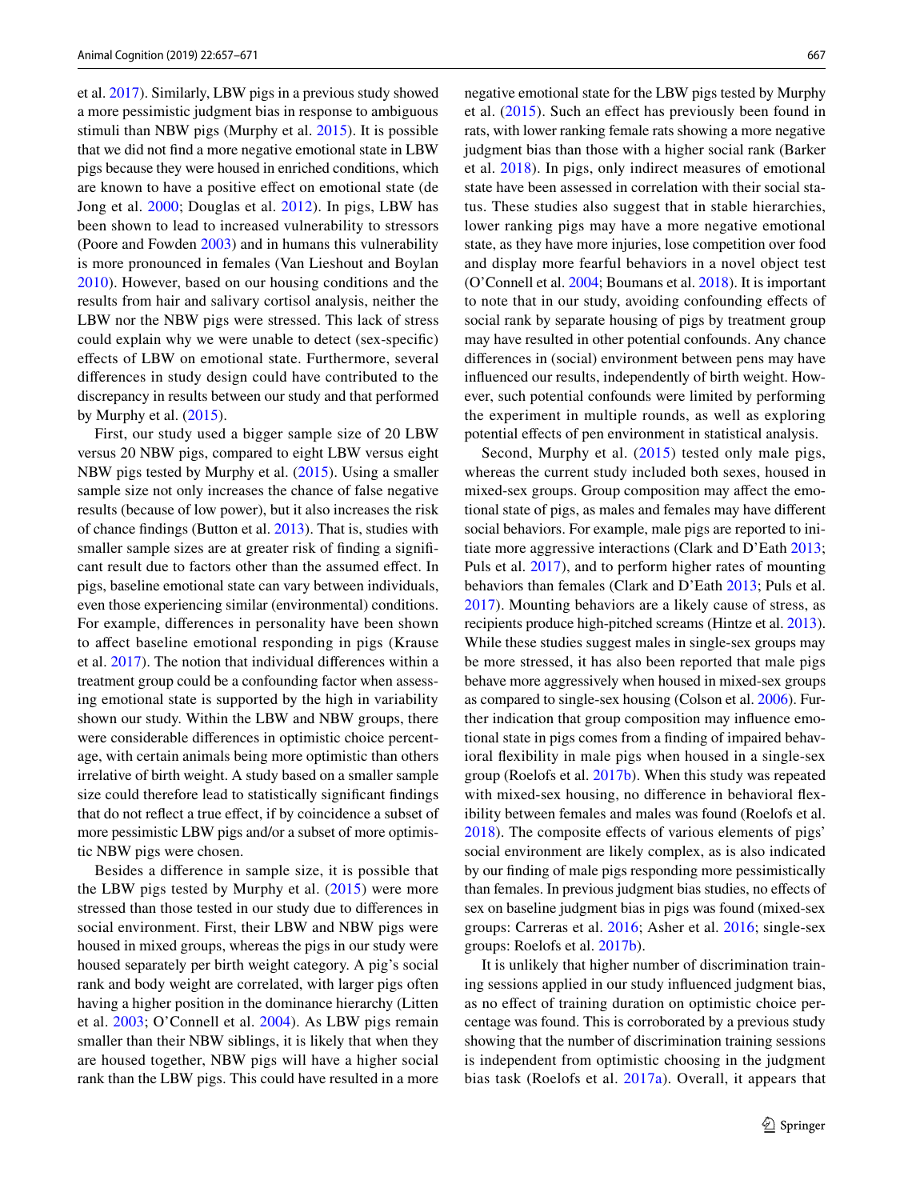et al. 2017). Similarly, LBW pigs in a previous study showed a more pessimistic judgment bias in response to ambiguous stimuli than NBW pigs (Murphy et al. 2015). It is possible that we did not find a more negative emotional state in LBW pigs because they were housed in enriched conditions, which are known to have a positive effect on emotional state (de Jong et al. 2000; Douglas et al. 2012). In pigs, LBW has been shown to lead to increased vulnerability to stressors (Poore and Fowden 2003) and in humans this vulnerability is more pronounced in females (Van Lieshout and Boylan 2010). However, based on our housing conditions and the results from hair and salivary cortisol analysis, neither the LBW nor the NBW pigs were stressed. This lack of stress could explain why we were unable to detect (sex-specific) effects of LBW on emotional state. Furthermore, several differences in study design could have contributed to the discrepancy in results between our study and that performed by Murphy et al. (2015).

First, our study used a bigger sample size of 20 LBW versus 20 NBW pigs, compared to eight LBW versus eight NBW pigs tested by Murphy et al. (2015). Using a smaller sample size not only increases the chance of false negative results (because of low power), but it also increases the risk of chance findings (Button et al. 2013). That is, studies with smaller sample sizes are at greater risk of finding a significant result due to factors other than the assumed effect. In pigs, baseline emotional state can vary between individuals, even those experiencing similar (environmental) conditions. For example, differences in personality have been shown to affect baseline emotional responding in pigs (Krause et al. 2017). The notion that individual differences within a treatment group could be a confounding factor when assessing emotional state is supported by the high in variability shown our study. Within the LBW and NBW groups, there were considerable differences in optimistic choice percentage, with certain animals being more optimistic than others irrelative of birth weight. A study based on a smaller sample size could therefore lead to statistically significant findings that do not reflect a true effect, if by coincidence a subset of more pessimistic LBW pigs and/or a subset of more optimistic NBW pigs were chosen.

Besides a difference in sample size, it is possible that the LBW pigs tested by Murphy et al. (2015) were more stressed than those tested in our study due to differences in social environment. First, their LBW and NBW pigs were housed in mixed groups, whereas the pigs in our study were housed separately per birth weight category. A pig's social rank and body weight are correlated, with larger pigs often having a higher position in the dominance hierarchy (Litten et al. 2003; O'Connell et al. 2004). As LBW pigs remain smaller than their NBW siblings, it is likely that when they are housed together, NBW pigs will have a higher social rank than the LBW pigs. This could have resulted in a more negative emotional state for the LBW pigs tested by Murphy et al. (2015). Such an effect has previously been found in rats, with lower ranking female rats showing a more negative judgment bias than those with a higher social rank (Barker et al. 2018). In pigs, only indirect measures of emotional state have been assessed in correlation with their social status. These studies also suggest that in stable hierarchies, lower ranking pigs may have a more negative emotional state, as they have more injuries, lose competition over food and display more fearful behaviors in a novel object test (O'Connell et al. 2004; Boumans et al. 2018). It is important to note that in our study, avoiding confounding effects of social rank by separate housing of pigs by treatment group may have resulted in other potential confounds. Any chance differences in (social) environment between pens may have influenced our results, independently of birth weight. However, such potential confounds were limited by performing the experiment in multiple rounds, as well as exploring potential effects of pen environment in statistical analysis.

Second, Murphy et al. (2015) tested only male pigs, whereas the current study included both sexes, housed in mixed-sex groups. Group composition may affect the emotional state of pigs, as males and females may have different social behaviors. For example, male pigs are reported to initiate more aggressive interactions (Clark and D'Eath 2013; Puls et al. 2017), and to perform higher rates of mounting behaviors than females (Clark and D'Eath 2013; Puls et al. 2017). Mounting behaviors are a likely cause of stress, as recipients produce high-pitched screams (Hintze et al. 2013). While these studies suggest males in single-sex groups may be more stressed, it has also been reported that male pigs behave more aggressively when housed in mixed-sex groups as compared to single-sex housing (Colson et al. 2006). Further indication that group composition may influence emotional state in pigs comes from a finding of impaired behavioral flexibility in male pigs when housed in a single-sex group (Roelofs et al. 2017b). When this study was repeated with mixed-sex housing, no difference in behavioral flexibility between females and males was found (Roelofs et al. 2018). The composite effects of various elements of pigs' social environment are likely complex, as is also indicated by our finding of male pigs responding more pessimistically than females. In previous judgment bias studies, no effects of sex on baseline judgment bias in pigs was found (mixed-sex groups: Carreras et al. 2016; Asher et al. 2016; single-sex groups: Roelofs et al. 2017b).

It is unlikely that higher number of discrimination training sessions applied in our study influenced judgment bias, as no effect of training duration on optimistic choice percentage was found. This is corroborated by a previous study showing that the number of discrimination training sessions is independent from optimistic choosing in the judgment bias task (Roelofs et al. 2017a). Overall, it appears that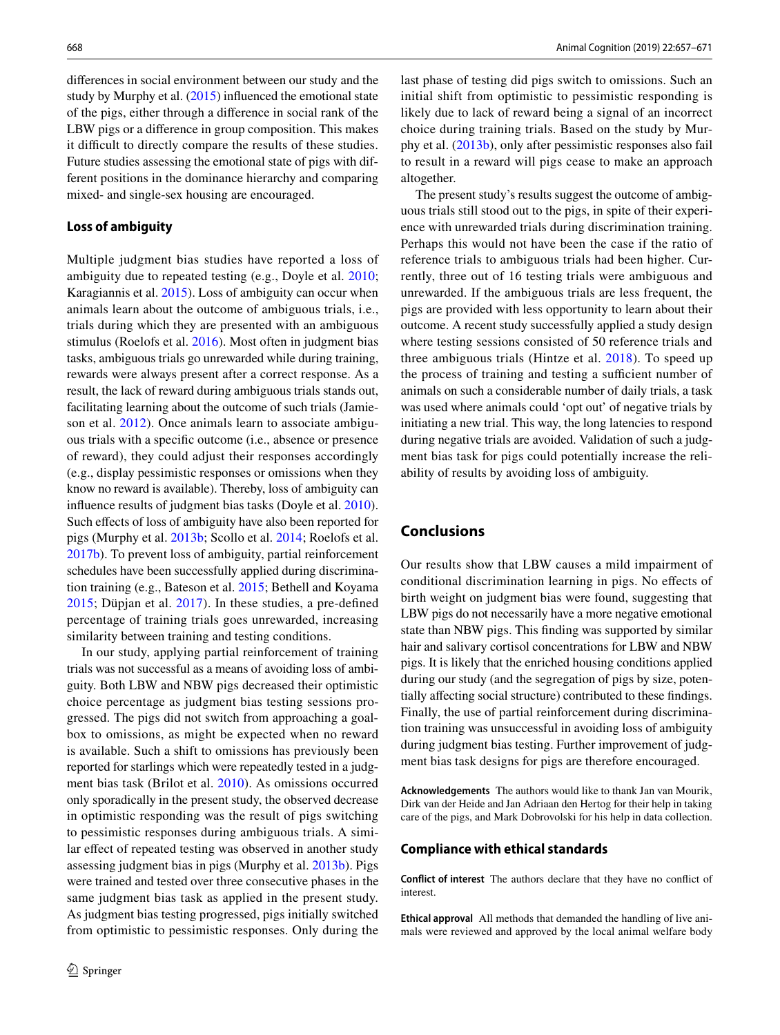differences in social environment between our study and the study by Murphy et al. (2015) influenced the emotional state of the pigs, either through a difference in social rank of the LBW pigs or a difference in group composition. This makes it difficult to directly compare the results of these studies. Future studies assessing the emotional state of pigs with different positions in the dominance hierarchy and comparing mixed- and single-sex housing are encouraged.

### Loss of ambiguity

Multiple judgment bias studies have reported a loss of ambiguity due to repeated testing (e.g., Doyle et al. 2010; Karagiannis et al. 2015). Loss of ambiguity can occur when animals learn about the outcome of ambiguous trials, i.e., trials during which they are presented with an ambiguous stimulus (Roelofs et al. 2016). Most often in judgment bias tasks, ambiguous trials go unrewarded while during training, rewards were always present after a correct response. As a result, the lack of reward during ambiguous trials stands out, facilitating learning about the outcome of such trials (Jamieson et al. 2012). Once animals learn to associate ambiguous trials with a specific outcome (i.e., absence or presence of reward), they could adjust their responses accordingly (e.g., display pessimistic responses or omissions when they know no reward is available). Thereby, loss of ambiguity can influence results of judgment bias tasks (Doyle et al. 2010). Such effects of loss of ambiguity have also been reported for pigs (Murphy et al. 2013b; Scollo et al. 2014; Roelofs et al. 2017b). To prevent loss of ambiguity, partial reinforcement schedules have been successfully applied during discrimination training (e.g., Bateson et al. 2015; Bethell and Koyama 2015; Düpjan et al. 2017). In these studies, a pre-defined percentage of training trials goes unrewarded, increasing similarity between training and testing conditions.

In our study, applying partial reinforcement of training trials was not successful as a means of avoiding loss of ambiguity. Both LBW and NBW pigs decreased their optimistic choice percentage as judgment bias testing sessions progressed. The pigs did not switch from approaching a goal-box to omissions, as might be expected when no reward is available. Such a shift to omissions has previously been reported for starlings which were repeatedly tested in a judgment bias task (Brilot et al. 2010). As omissions occurred only sporadically in the present study, the observed decrease in optimistic responding was the result of pigs switching to pessimistic responses during ambiguous trials. A similar effect of repeated testing was observed in another study assessing judgment bias in pigs (Murphy et al. 2013b). Pigs were trained and tested over three consecutive phases in the same judgment bias task as applied in the present study. As judgment bias testing progressed, pigs initially switched from optimistic to pessimistic responses. Only during the last phase of testing did pigs switch to omissions. Such an initial shift from optimistic to pessimistic responding is likely due to lack of reward being a signal of an incorrect choice during training trials. Based on the study by Murphy et al. (2013b), only after pessimistic responses also fail to result in a reward will pigs cease to make an approach altogether.

The present study's results suggest the outcome of ambiguous trials still stood out to the pigs, in spite of their experience with unrewarded trials during discrimination training. Perhaps this would not have been the case if the ratio of reference trials to ambiguous trials had been higher. Currently, three out of 16 testing trials were ambiguous and unrewarded. If the ambiguous trials are less frequent, the pigs are provided with less opportunity to learn about their outcome. A recent study successfully applied a study design where testing sessions consisted of 50 reference trials and three ambiguous trials (Hintze et al. 2018). To speed up the process of training and testing a sufficient number of animals on such a considerable number of daily trials, a task was used where animals could 'opt out' of negative trials by initiating a new trial. This way, the long latencies to respond during negative trials are avoided. Validation of such a judgment bias task for pigs could potentially increase the reliability of results by avoiding loss of ambiguity.

## Conclusions

Our results show that LBW causes a mild impairment of conditional discrimination learning in pigs. No effects of birth weight on judgment bias were found, suggesting that LBW pigs do not necessarily have a more negative emotional state than NBW pigs. This finding was supported by similar hair and salivary cortisol concentrations for LBW and NBW pigs. It is likely that the enriched housing conditions applied during our study (and the segregation of pigs by size, potentially affecting social structure) contributed to these findings. Finally, the use of partial reinforcement during discrimination training was unsuccessful in avoiding loss of ambiguity during judgment bias testing. Further improvement of judgment bias task designs for pigs are therefore encouraged.

**Acknowledgements** The authors would like to thank Jan van Mourik, Dirk van der Heide and Jan Adriaan den Hertog for their help in taking care of the pigs, and Mark Dobrovolski for his help in data collection.

### Compliance with ethical standards

**Conflict of interest** The authors declare that they have no conflict of interest.

**Ethical approval** All methods that demanded the handling of live animals were reviewed and approved by the local animal welfare body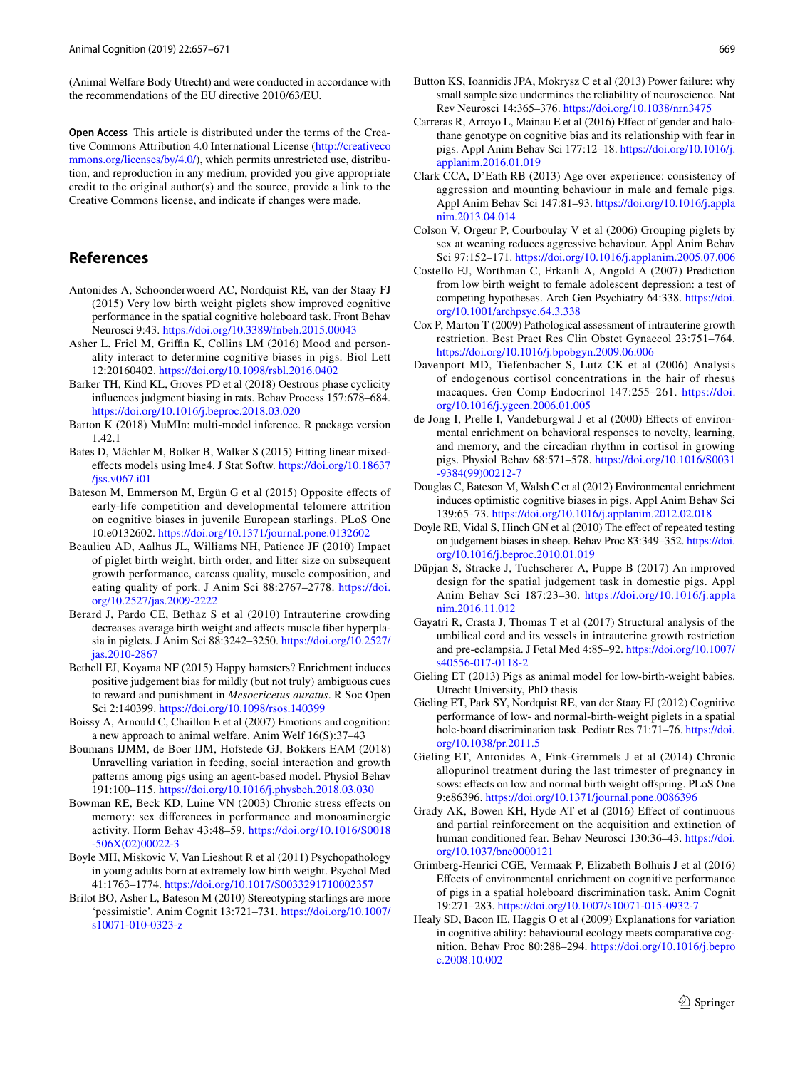(Animal Welfare Body Utrecht) and were conducted in accordance with the recommendations of the EU directive 2010/63/EU.

**Open Access** This article is distributed under the terms of the Creative Commons Attribution 4.0 International License (http://creativecommons.org/licenses/by/4.0/), which permits unrestricted use, distribution, and reproduction in any medium, provided you give appropriate credit to the original author(s) and the source, provide a link to the Creative Commons license, and indicate if changes were made.

## References

Antonides A, Schoonderwoerd AC, Nordquist RE, van der Staay FJ (2015) Very low birth weight piglets show improved cognitive performance in the spatial cognitive holeboard task. Front Behav Neurosci 9:43. https://doi.org/10.3389/fnbeh.2015.00043

Asher L, Friel M, Griffin K, Collins LM (2016) Mood and personality interact to determine cognitive biases in pigs. Biol Lett 12:20160402. https://doi.org/10.1098/rsbl.2016.0402

Barker TH, Kind KL, Groves PD et al (2018) Oestrous phase cyclicity influences judgment biasing in rats. Behav Process 157:678–684. https://doi.org/10.1016/j.beproc.2018.03.020

Barton K (2018) MuMIn: multi-model inference. R package version 1.42.1

Bates D, Mächler M, Bolker B, Walker S (2015) Fitting linear mixed-effects models using lme4. J Stat Softw. https://doi.org/10.18637/jss.v067.i01

Bateson M, Emmerson M, Ergün G et al (2015) Opposite effects of early-life competition and developmental telomere attrition on cognitive biases in juvenile European starlings. PLoS One 10:e0132602. https://doi.org/10.1371/journal.pone.0132602

Beaulieu AD, Aalhus JL, Williams NH, Patience JF (2010) Impact of piglet birth weight, birth order, and litter size on subsequent growth performance, carcass quality, muscle composition, and eating quality of pork. J Anim Sci 88:2767–2778. https://doi.org/10.2527/jas.2009-2222

Berard J, Pardo CE, Bethaz S et al (2010) Intrauterine crowding decreases average birth weight and affects muscle fiber hyperplasia in piglets. J Anim Sci 88:3242–3250. https://doi.org/10.2527/jas.2010-2867

Bethell EJ, Koyama NF (2015) Happy hamsters? Enrichment induces positive judgement bias for mildly (but not truly) ambiguous cues to reward and punishment in *Mesocricetus auratus*. R Soc Open Sci 2:140399. https://doi.org/10.1098/rsos.140399

Boissy A, Arnould C, Chaillou E et al (2007) Emotions and cognition: a new approach to animal welfare. Anim Welf 16(S):37–43

Boumans IJMM, de Boer IJM, Hofstede GJ, Bokkers EAM (2018) Unravelling variation in feeding, social interaction and growth patterns among pigs using an agent-based model. Physiol Behav 191:100–115. https://doi.org/10.1016/j.physbeh.2018.03.030

Bowman RE, Beck KD, Luine VN (2003) Chronic stress effects on memory: sex differences in performance and monoaminergic activity. Horm Behav 43:48–59. https://doi.org/10.1016/S0018-506X(02)00022-3

Boyle MH, Miskovic V, Van Lieshout R et al (2011) Psychopathology in young adults born at extremely low birth weight. Psychol Med 41:1763–1774. https://doi.org/10.1017/S0033291710002357

Brilot BO, Asher L, Bateson M (2010) Stereotyping starlings are more 'pessimistic'. Anim Cognit 13:721–731. https://doi.org/10.1007/s10071-010-0323-z

Button KS, Ioannidis JPA, Mokrysz C et al (2013) Power failure: why small sample size undermines the reliability of neuroscience. Nat Rev Neurosci 14:365–376. https://doi.org/10.1038/nrn3475

Carreras R, Arroyo L, Mainau E et al (2016) Effect of gender and halothane genotype on cognitive bias and its relationship with fear in pigs. Appl Anim Behav Sci 177:12–18. https://doi.org/10.1016/j.applanim.2016.01.019

Clark CCA, D'Eath RB (2013) Age over experience: consistency of aggression and mounting behaviour in male and female pigs. Appl Anim Behav Sci 147:81–93. https://doi.org/10.1016/j.applanim.2013.04.014

Colson V, Orgeur P, Courboulay V et al (2006) Grouping piglets by sex at weaning reduces aggressive behaviour. Appl Anim Behav Sci 97:152–171. https://doi.org/10.1016/j.applanim.2005.07.006

Costello EJ, Worthman C, Erkanli A, Angold A (2007) Prediction from low birth weight to female adolescent depression: a test of competing hypotheses. Arch Gen Psychiatry 64:338. https://doi.org/10.1001/archpsyc.64.3.338

Cox P, Marton T (2009) Pathological assessment of intrauterine growth restriction. Best Pract Res Clin Obstet Gynaecol 23:751–764. https://doi.org/10.1016/j.bpobgyn.2009.06.006

Davenport MD, Tiefenbacher S, Lutz CK et al (2006) Analysis of endogenous cortisol concentrations in the hair of rhesus macaques. Gen Comp Endocrinol 147:255–261. https://doi.org/10.1016/j.ygcen.2006.01.005

de Jong I, Prelle I, Vandeburgwal J et al (2000) Effects of environmental enrichment on behavioral responses to novelty, learning, and memory, and the circadian rhythm in cortisol in growing pigs. Physiol Behav 68:571–578. https://doi.org/10.1016/S0031-9384(99)00212-7

Douglas C, Bateson M, Walsh C et al (2012) Environmental enrichment induces optimistic cognitive biases in pigs. Appl Anim Behav Sci 139:65–73. https://doi.org/10.1016/j.applanim.2012.02.018

Doyle RE, Vidal S, Hinch GN et al (2010) The effect of repeated testing on judgement biases in sheep. Behav Proc 83:349–352. https://doi.org/10.1016/j.beproc.2010.01.019

Düpjan S, Stracke J, Tuchscherer A, Puppe B (2017) An improved design for the spatial judgement task in domestic pigs. Appl Anim Behav Sci 187:23–30. https://doi.org/10.1016/j.applanim.2016.11.012

Gayatri R, Crasta J, Thomas T et al (2017) Structural analysis of the umbilical cord and its vessels in intrauterine growth restriction and pre-eclampsia. J Fetal Med 4:85–92. https://doi.org/10.1007/s40556-017-0118-2

Gieling ET (2013) Pigs as animal model for low-birth-weight babies. Utrecht University, PhD thesis

Gieling ET, Park SY, Nordquist RE, van der Staay FJ (2012) Cognitive performance of low- and normal-birth-weight piglets in a spatial hole-board discrimination task. Pediatr Res 71:71–76. https://doi.org/10.1038/pr.2011.5

Gieling ET, Antonides A, Fink-Gremmels J et al (2014) Chronic allopurinol treatment during the last trimester of pregnancy in sows: effects on low and normal birth weight offspring. PLoS One 9:e86396. https://doi.org/10.1371/journal.pone.0086396

Grady AK, Bowen KH, Hyde AT et al (2016) Effect of continuous and partial reinforcement on the acquisition and extinction of human conditioned fear. Behav Neurosci 130:36–43. https://doi.org/10.1037/bne0000121

Grimberg-Henrici CGE, Vermaak P, Elizabeth Bolhuis J et al (2016) Effects of environmental enrichment on cognitive performance of pigs in a spatial holeboard discrimination task. Anim Cognit 19:271–283. https://doi.org/10.1007/s10071-015-0932-7

Healy SD, Bacon IE, Haggis O et al (2009) Explanations for variation in cognitive ability: behavioural ecology meets comparative cognition. Behav Proc 80:288–294. https://doi.org/10.1016/j.beproc.2008.10.002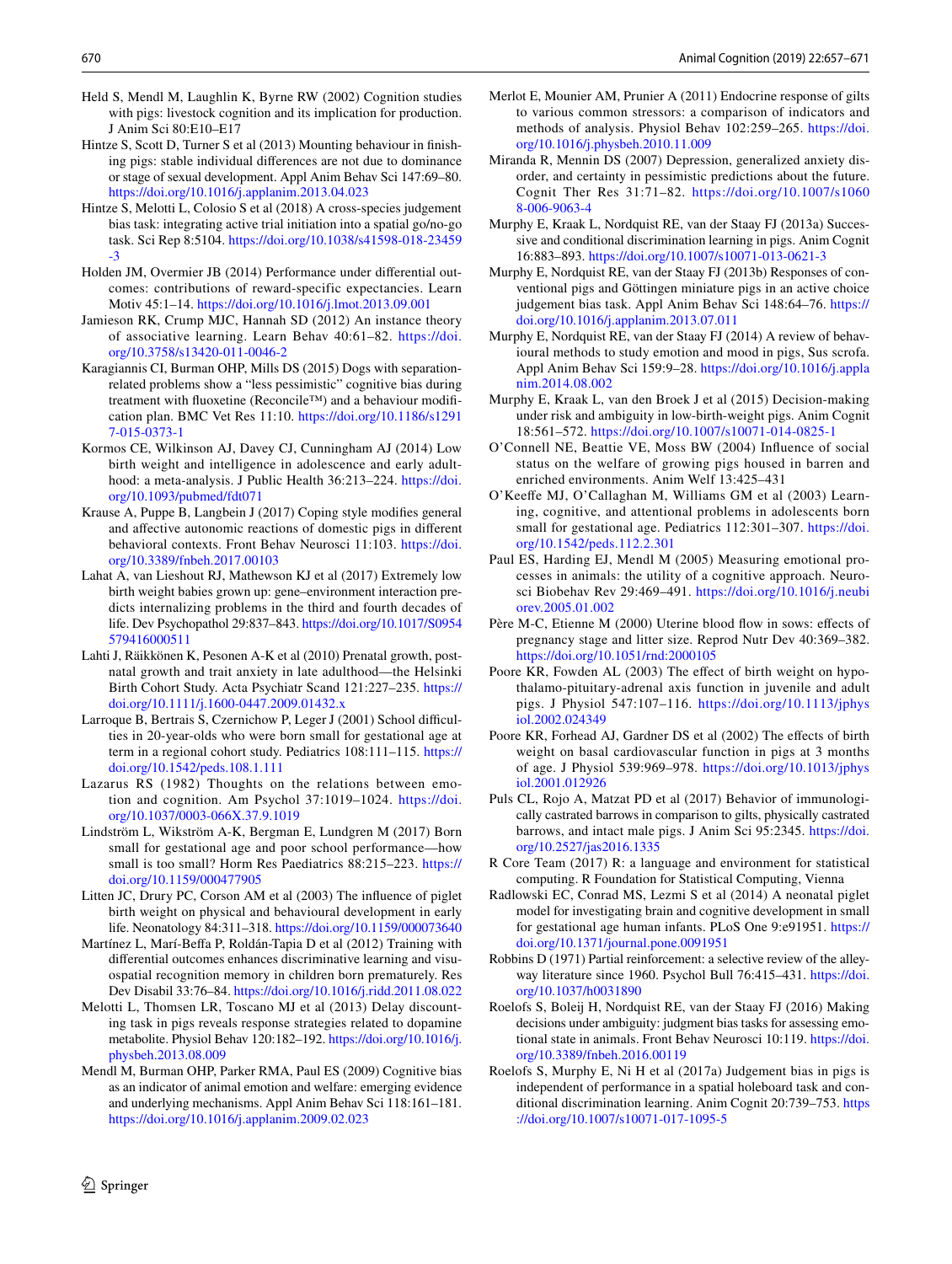Held S, Mendl M, Laughlin K, Byrne RW (2002) Cognition studies with pigs: livestock cognition and its implication for production. J Anim Sci 80:E10–E17

Hintze S, Scott D, Turner S et al (2013) Mounting behaviour in finishing pigs: stable individual differences are not due to dominance or stage of sexual development. Appl Anim Behav Sci 147:69–80. https://doi.org/10.1016/j.applanim.2013.04.023

Hintze S, Melotti L, Colosio S et al (2018) A cross-species judgement bias task: integrating active trial initiation into a spatial go/no-go task. Sci Rep 8:5104. https://doi.org/10.1038/s41598-018-23459-3

Holden JM, Overmier JB (2014) Performance under differential outcomes: contributions of reward-specific expectancies. Learn Motiv 45:1–14. https://doi.org/10.1016/j.lmot.2013.09.001

Jamieson RK, Crump MJC, Hannah SD (2012) An instance theory of associative learning. Learn Behav 40:61–82. https://doi.org/10.3758/s13420-011-0046-2

Karagiannis CI, Burman OHP, Mills DS (2015) Dogs with separation-related problems show a "less pessimistic" cognitive bias during treatment with fluoxetine (Reconcile™) and a behaviour modification plan. BMC Vet Res 11:10. https://doi.org/10.1186/s12917-015-0373-1

Kormos CE, Wilkinson AJ, Davey CJ, Cunningham AJ (2014) Low birth weight and intelligence in adolescence and early adulthood: a meta-analysis. J Public Health 36:213–224. https://doi.org/10.1093/pubmed/fdt071

Krause A, Puppe B, Langbein J (2017) Coping style modifies general and affective autonomic reactions of domestic pigs in different behavioral contexts. Front Behav Neurosci 11:103. https://doi.org/10.3389/fnbeh.2017.00103

Lahat A, van Lieshout RJ, Mathewson KJ et al (2017) Extremely low birth weight babies grown up: gene–environment interaction predicts internalizing problems in the third and fourth decades of life. Dev Psychopathol 29:837–843. https://doi.org/10.1017/S0954579416000511

Lahti J, Räikkönen K, Pesonen A-K et al (2010) Prenatal growth, postnatal growth and trait anxiety in late adulthood—the Helsinki Birth Cohort Study. Acta Psychiatr Scand 121:227–235. https://doi.org/10.1111/j.1600-0447.2009.01432.x

Larroque B, Bertrais S, Czernichow P, Leger J (2001) School difficulties in 20-year-olds who were born small for gestational age at term in a regional cohort study. Pediatrics 108:111–115. https://doi.org/10.1542/peds.108.1.111

Lazarus RS (1982) Thoughts on the relations between emotion and cognition. Am Psychol 37:1019–1024. https://doi.org/10.1037/0003-066X.37.9.1019

Lindström L, Wikström A-K, Bergman E, Lundgren M (2017) Born small for gestational age and poor school performance—how small is too small? Horm Res Paediatrics 88:215–223. https://doi.org/10.1159/000477905

Litten JC, Drury PC, Corson AM et al (2003) The influence of piglet birth weight on physical and behavioural development in early life. Neonatology 84:311–318. https://doi.org/10.1159/000073640

Martínez L, Marí-Beffa P, Roldán-Tapia D et al (2012) Training with differential outcomes enhances discriminative learning and visuospatial recognition memory in children born prematurely. Res Dev Disabil 33:76–84. https://doi.org/10.1016/j.ridd.2011.08.022

Melotti L, Thomsen LR, Toscano MJ et al (2013) Delay discounting task in pigs reveals response strategies related to dopamine metabolite. Physiol Behav 120:182–192. https://doi.org/10.1016/j.physbeh.2013.08.009

Mendl M, Burman OHP, Parker RMA, Paul ES (2009) Cognitive bias as an indicator of animal emotion and welfare: emerging evidence and underlying mechanisms. Appl Anim Behav Sci 118:161–181. https://doi.org/10.1016/j.applanim.2009.02.023

Merlot E, Mounier AM, Prunier A (2011) Endocrine response of gilts to various common stressors: a comparison of indicators and methods of analysis. Physiol Behav 102:259–265. https://doi.org/10.1016/j.physbeh.2010.11.009

Miranda R, Mennin DS (2007) Depression, generalized anxiety disorder, and certainty in pessimistic predictions about the future. Cognit Ther Res 31:71–82. https://doi.org/10.1007/s10608-006-9063-4

Murphy E, Kraak L, Nordquist RE, van der Staay FJ (2013a) Successive and conditional discrimination learning in pigs. Anim Cognit 16:883–893. https://doi.org/10.1007/s10071-013-0621-3

Murphy E, Nordquist RE, van der Staay FJ (2013b) Responses of conventional pigs and Göttingen miniature pigs in an active choice judgement bias task. Appl Anim Behav Sci 148:64–76. https://doi.org/10.1016/j.applanim.2013.07.011

Murphy E, Nordquist RE, van der Staay FJ (2014) A review of behavioural methods to study emotion and mood in pigs, Sus scrofa. Appl Anim Behav Sci 159:9–28. https://doi.org/10.1016/j.applanim.2014.08.002

Murphy E, Kraak L, van den Broek J et al (2015) Decision-making under risk and ambiguity in low-birth-weight pigs. Anim Cognit 18:561–572. https://doi.org/10.1007/s10071-014-0825-1

O'Connell NE, Beattie VE, Moss BW (2004) Influence of social status on the welfare of growing pigs housed in barren and enriched environments. Anim Welf 13:425–431

O'Keeffe MJ, O'Callaghan M, Williams GM et al (2003) Learning, cognitive, and attentional problems in adolescents born small for gestational age. Pediatrics 112:301–307. https://doi.org/10.1542/peds.112.2.301

Paul ES, Harding EJ, Mendl M (2005) Measuring emotional processes in animals: the utility of a cognitive approach. Neurosci Biobehav Rev 29:469–491. https://doi.org/10.1016/j.neubiorev.2005.01.002

Père M-C, Etienne M (2000) Uterine blood flow in sows: effects of pregnancy stage and litter size. Reprod Nutr Dev 40:369–382. https://doi.org/10.1051/rnd:2000105

Poore KR, Fowden AL (2003) The effect of birth weight on hypothalamo-pituitary-adrenal axis function in juvenile and adult pigs. J Physiol 547:107–116. https://doi.org/10.1113/jphysiol.2002.024349

Poore KR, Forhead AJ, Gardner DS et al (2002) The effects of birth weight on basal cardiovascular function in pigs at 3 months of age. J Physiol 539:969–978. https://doi.org/10.1013/jphysiol.2001.012926

Puls CL, Rojo A, Matzat PD et al (2017) Behavior of immunologically castrated barrows in comparison to gilts, physically castrated barrows, and intact male pigs. J Anim Sci 95:2345. https://doi.org/10.2527/jas2016.1335

R Core Team (2017) R: a language and environment for statistical computing. R Foundation for Statistical Computing, Vienna

Radlowski EC, Conrad MS, Lezmi S et al (2014) A neonatal piglet model for investigating brain and cognitive development in small for gestational age human infants. PLoS One 9:e91951. https://doi.org/10.1371/journal.pone.0091951

Robbins D (1971) Partial reinforcement: a selective review of the alleyway literature since 1960. Psychol Bull 76:415–431. https://doi.org/10.1037/h0031890

Roelofs S, Boleij H, Nordquist RE, van der Staay FJ (2016) Making decisions under ambiguity: judgment bias tasks for assessing emotional state in animals. Front Behav Neurosci 10:119. https://doi.org/10.3389/fnbeh.2016.00119

Roelofs S, Murphy E, Ni H et al (2017a) Judgement bias in pigs is independent of performance in a spatial holeboard task and conditional discrimination learning. Anim Cognit 20:739–753. https://doi.org/10.1007/s10071-017-1095-5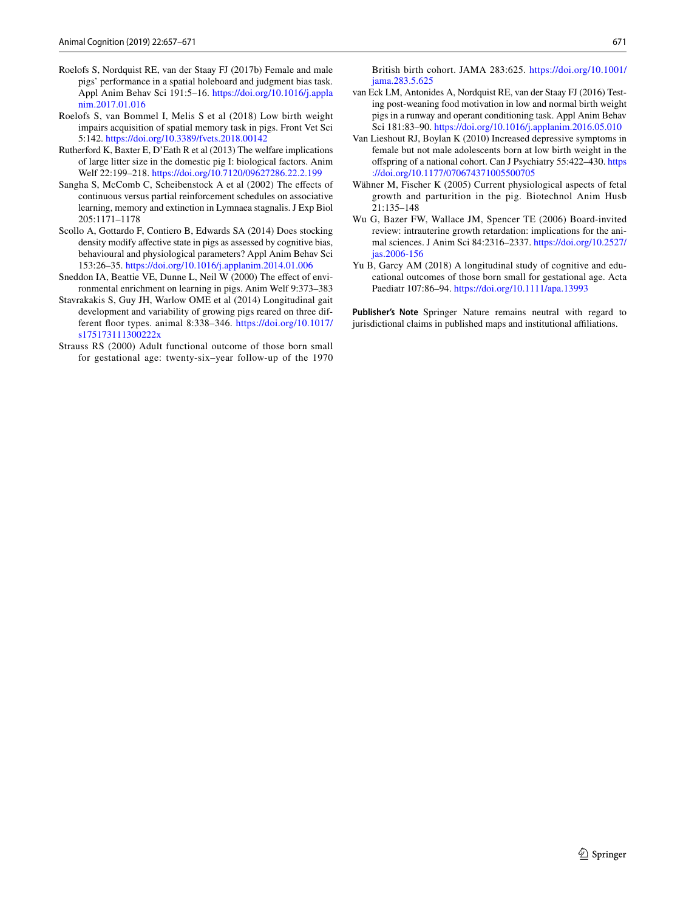Roelofs S, Nordquist RE, van der Staay FJ (2017b) Female and male pigs' performance in a spatial holeboard and judgment bias task. Appl Anim Behav Sci 191:5–16. https://doi.org/10.1016/j.applanim.2017.01.016

Roelofs S, van Bommel I, Melis S et al (2018) Low birth weight impairs acquisition of spatial memory task in pigs. Front Vet Sci 5:142. https://doi.org/10.3389/fvets.2018.00142

Rutherford K, Baxter E, D'Eath R et al (2013) The welfare implications of large litter size in the domestic pig I: biological factors. Anim Welf 22:199–218. https://doi.org/10.7120/09627286.22.2.199

Sangha S, McComb C, Scheibenstock A et al (2002) The effects of continuous versus partial reinforcement schedules on associative learning, memory and extinction in Lymnaea stagnalis. J Exp Biol 205:1171–1178

Scollo A, Gottardo F, Contiero B, Edwards SA (2014) Does stocking density modify affective state in pigs as assessed by cognitive bias, behavioural and physiological parameters? Appl Anim Behav Sci 153:26–35. https://doi.org/10.1016/j.applanim.2014.01.006

Sneddon IA, Beattie VE, Dunne L, Neil W (2000) The effect of environmental enrichment on learning in pigs. Anim Welf 9:373–383

Stavrakakis S, Guy JH, Warlow OME et al (2014) Longitudinal gait development and variability of growing pigs reared on three different floor types. animal 8:338–346. https://doi.org/10.1017/s175173111300222x

Strauss RS (2000) Adult functional outcome of those born small for gestational age: twenty-six–year follow-up of the 1970 British birth cohort. JAMA 283:625. https://doi.org/10.1001/jama.283.5.625

van Eck LM, Antonides A, Nordquist RE, van der Staay FJ (2016) Testing post-weaning food motivation in low and normal birth weight pigs in a runway and operant conditioning task. Appl Anim Behav Sci 181:83–90. https://doi.org/10.1016/j.applanim.2016.05.010

Van Lieshout RJ, Boylan K (2010) Increased depressive symptoms in female but not male adolescents born at low birth weight in the offspring of a national cohort. Can J Psychiatry 55:422–430. https://doi.org/10.1177/070674371005500705

Wähner M, Fischer K (2005) Current physiological aspects of fetal growth and parturition in the pig. Biotechnol Anim Husb 21:135–148

Wu G, Bazer FW, Wallace JM, Spencer TE (2006) Board-invited review: intrauterine growth retardation: implications for the animal sciences. J Anim Sci 84:2316–2337. https://doi.org/10.2527/jas.2006-156

Yu B, Garcy AM (2018) A longitudinal study of cognitive and educational outcomes of those born small for gestational age. Acta Paediatr 107:86–94. https://doi.org/10.1111/apa.13993

**Publisher's Note** Springer Nature remains neutral with regard to jurisdictional claims in published maps and institutional affiliations.